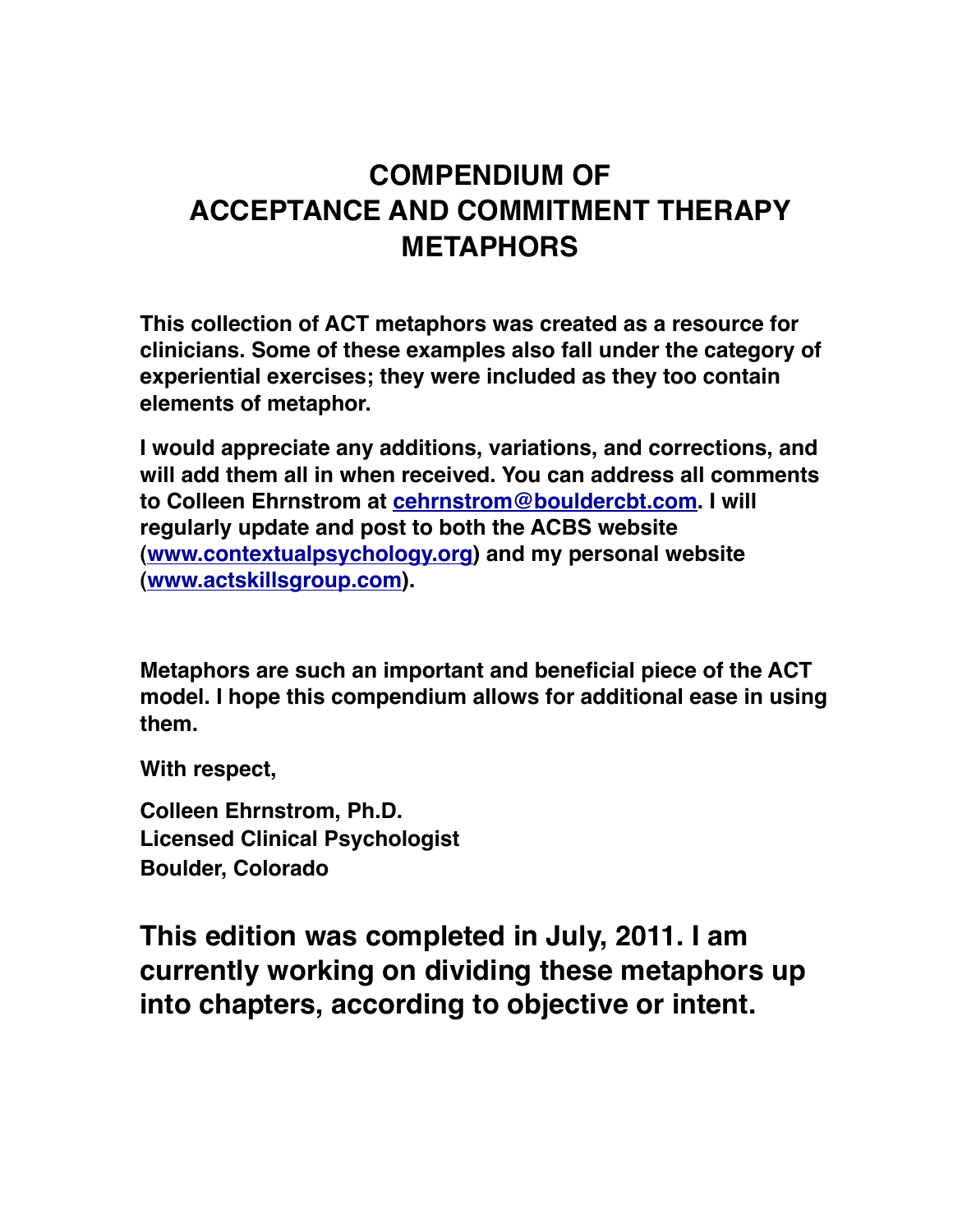# COMPENDIUM OF ACCEPTANCE AND COMMITMENT THERAPY METAPHORS

**This collection of ACT metaphors was created as a resource for clinicians. Some of these examples also fall under the category of experiential exercises; they were included as they too contain elements of metaphor.**

**I would appreciate any additions, variations, and corrections, and will add them all in when received. You can address all comments to Colleen Ehrnstrom at [cehrnstrom@bouldercbt.com](mailto:cehrnstrom@bouldercbt.com). I will regularly update and post to both the ACBS website ([www.contextualpsychology.org](http://www.contextualpsychology.org)) and my personal website ([www.actskillsgroup.com](http://www.actskillsgroup.com)).**

**Metaphors are such an important and beneficial piece of the ACT model. I hope this compendium allows for additional ease in using them.**

**With respect,**

**Colleen Ehrnstrom, Ph.D.**
**Licensed Clinical Psychologist**
**Boulder, Colorado**

## This edition was completed in July, 2011. I am currently working on dividing these metaphors up into chapters, according to objective or intent.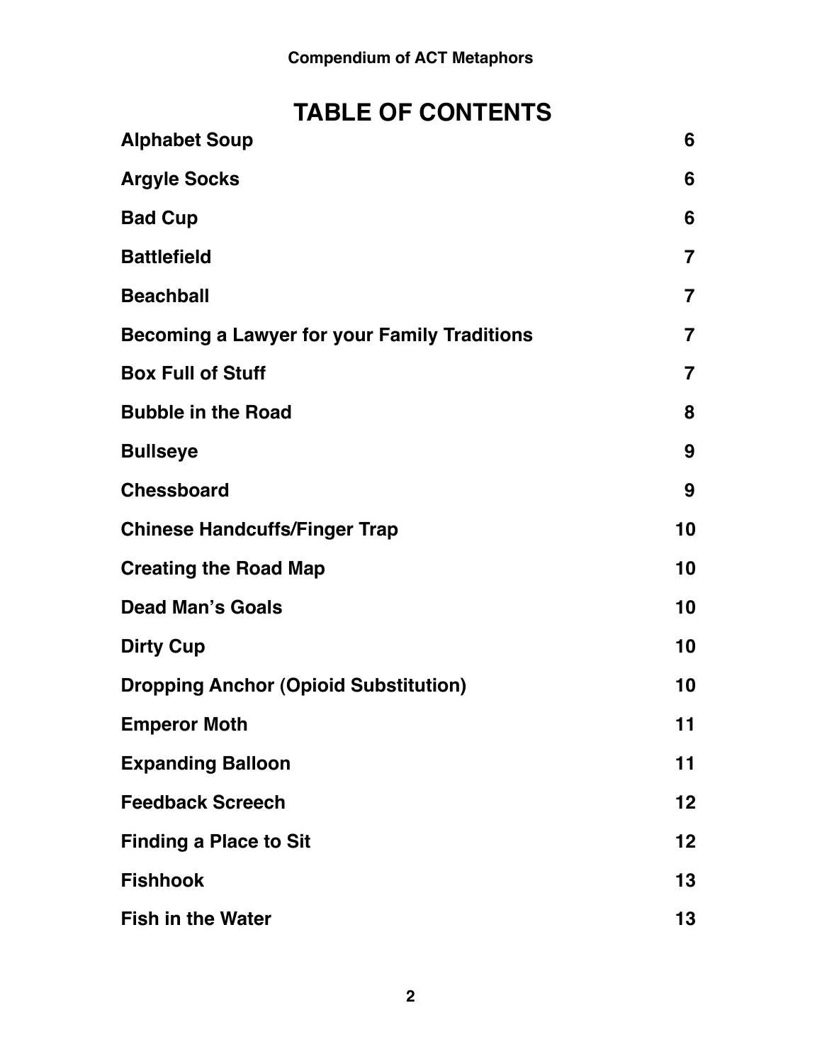# TABLE OF CONTENTS

| | |
|---|---|
| **Alphabet Soup** | **6** |
| **Argyle Socks** | **6** |
| **Bad Cup** | **6** |
| **Battlefield** | **7** |
| **Beachball** | **7** |
| **Becoming a Lawyer for your Family Traditions** | **7** |
| **Box Full of Stuff** | **7** |
| **Bubble in the Road** | **8** |
| **Bullseye** | **9** |
| **Chessboard** | **9** |
| **Chinese Handcuffs/Finger Trap** | **10** |
| **Creating the Road Map** | **10** |
| **Dead Man's Goals** | **10** |
| **Dirty Cup** | **10** |
| **Dropping Anchor (Opioid Substitution)** | **10** |
| **Emperor Moth** | **11** |
| **Expanding Balloon** | **11** |
| **Feedback Screech** | **12** |
| **Finding a Place to Sit** | **12** |
| **Fishhook** | **13** |
| **Fish in the Water** | **13** |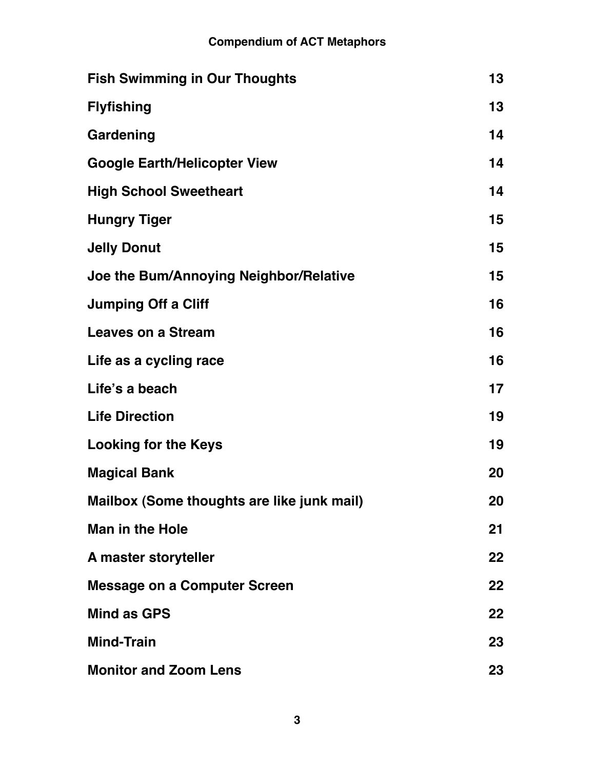| | |
|---|---|
| **Fish Swimming in Our Thoughts** | **13** |
| **Flyfishing** | **13** |
| **Gardening** | **14** |
| **Google Earth/Helicopter View** | **14** |
| **High School Sweetheart** | **14** |
| **Hungry Tiger** | **15** |
| **Jelly Donut** | **15** |
| **Joe the Bum/Annoying Neighbor/Relative** | **15** |
| **Jumping Off a Cliff** | **16** |
| **Leaves on a Stream** | **16** |
| **Life as a cycling race** | **16** |
| **Life's a beach** | **17** |
| **Life Direction** | **19** |
| **Looking for the Keys** | **19** |
| **Magical Bank** | **20** |
| **Mailbox (Some thoughts are like junk mail)** | **20** |
| **Man in the Hole** | **21** |
| **A master storyteller** | **22** |
| **Message on a Computer Screen** | **22** |
| **Mind as GPS** | **22** |
| **Mind-Train** | **23** |
| **Monitor and Zoom Lens** | **23** |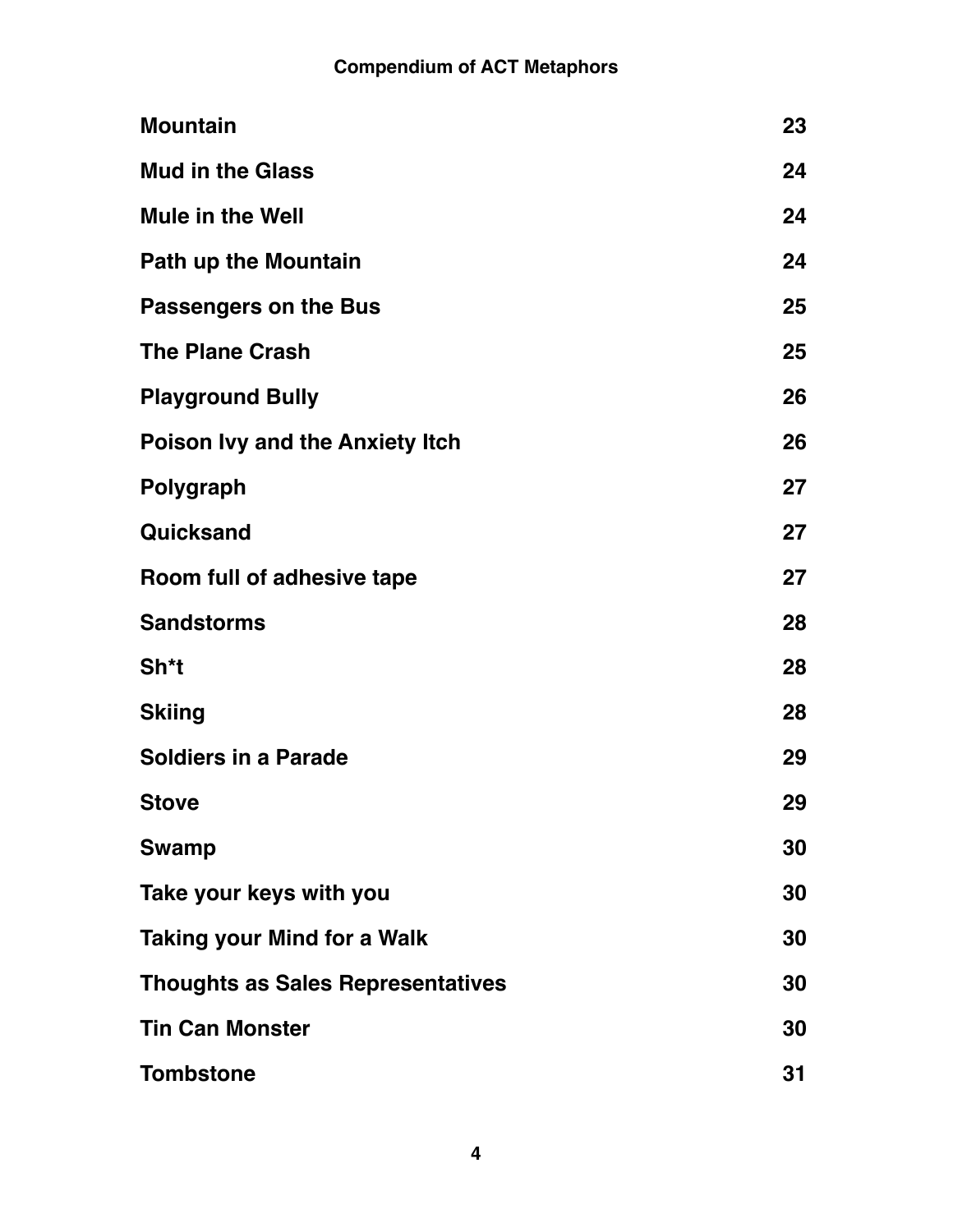| | |
|---|---|
| **Mountain** | **23** |
| **Mud in the Glass** | **24** |
| **Mule in the Well** | **24** |
| **Path up the Mountain** | **24** |
| **Passengers on the Bus** | **25** |
| **The Plane Crash** | **25** |
| **Playground Bully** | **26** |
| **Poison Ivy and the Anxiety Itch** | **26** |
| **Polygraph** | **27** |
| **Quicksand** | **27** |
| **Room full of adhesive tape** | **27** |
| **Sandstorms** | **28** |
| **Sh*t** | **28** |
| **Skiing** | **28** |
| **Soldiers in a Parade** | **29** |
| **Stove** | **29** |
| **Swamp** | **30** |
| **Take your keys with you** | **30** |
| **Taking your Mind for a Walk** | **30** |
| **Thoughts as Sales Representatives** | **30** |
| **Tin Can Monster** | **30** |
| **Tombstone** | **31** |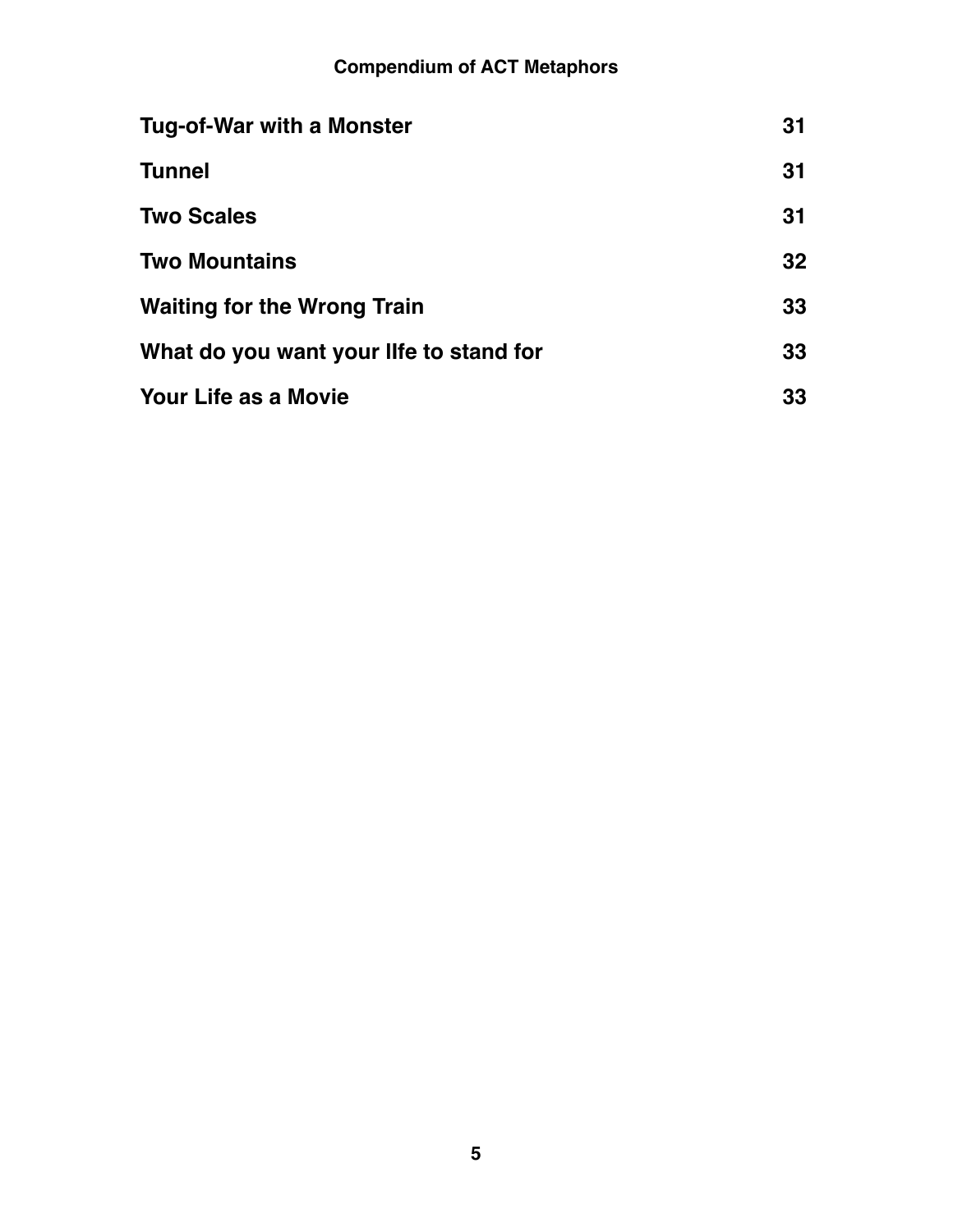| | |
|---|---|
| **Tug-of-War with a Monster** | **31** |
| **Tunnel** | **31** |
| **Two Scales** | **31** |
| **Two Mountains** | **32** |
| **Waiting for the Wrong Train** | **33** |
| **What do you want your lIfe to stand for** | **33** |
| **Your Life as a Movie** | **33** |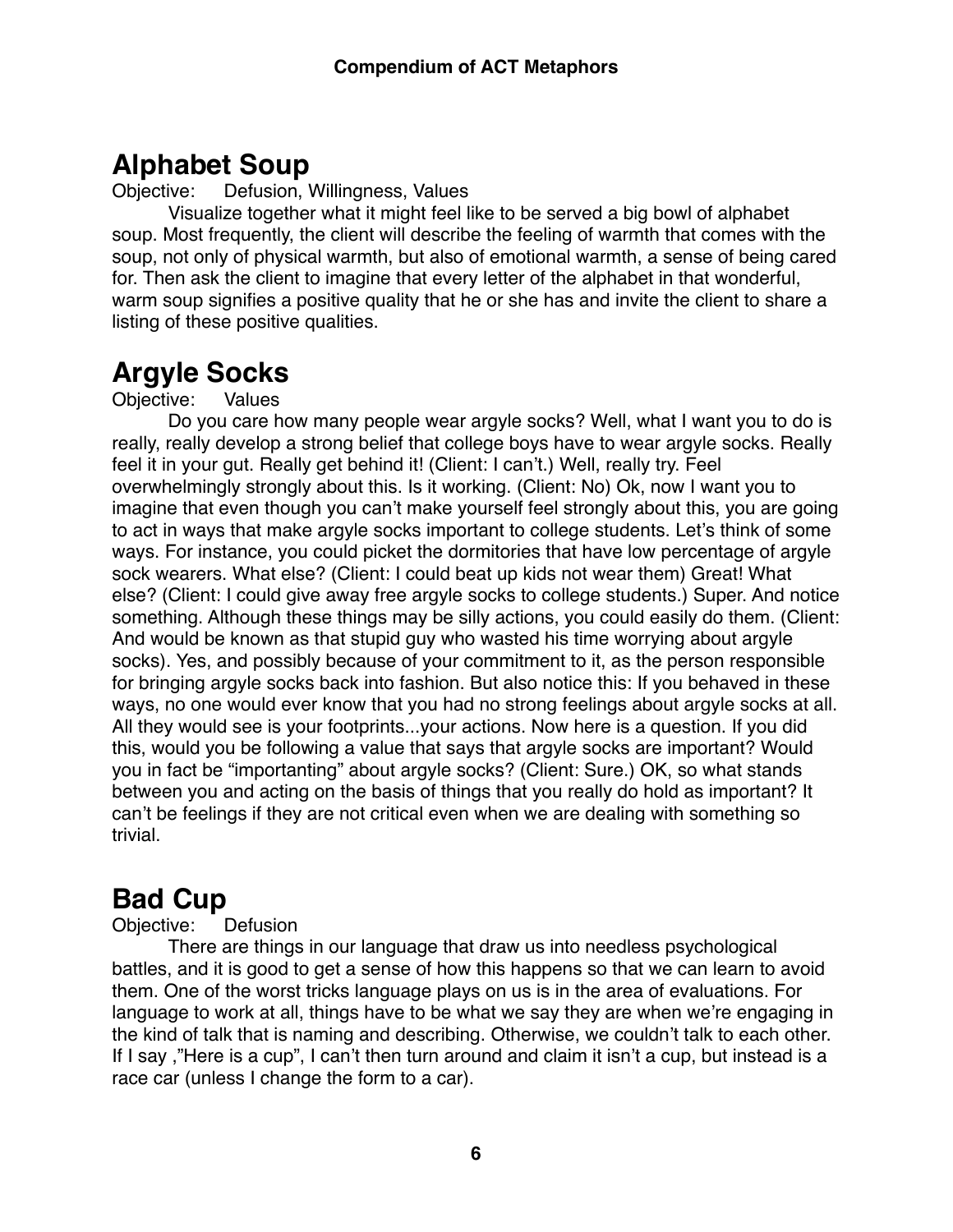## Alphabet Soup

Objective: Defusion, Willingness, Values

Visualize together what it might feel like to be served a big bowl of alphabet soup. Most frequently, the client will describe the feeling of warmth that comes with the soup, not only of physical warmth, but also of emotional warmth, a sense of being cared for. Then ask the client to imagine that every letter of the alphabet in that wonderful, warm soup signifies a positive quality that he or she has and invite the client to share a listing of these positive qualities.

## Argyle Socks

Objective: Values

Do you care how many people wear argyle socks? Well, what I want you to do is really, really develop a strong belief that college boys have to wear argyle socks. Really feel it in your gut. Really get behind it! (Client: I can't.) Well, really try. Feel overwhelmingly strongly about this. Is it working. (Client: No) Ok, now I want you to imagine that even though you can't make yourself feel strongly about this, you are going to act in ways that make argyle socks important to college students. Let's think of some ways. For instance, you could picket the dormitories that have low percentage of argyle sock wearers. What else? (Client: I could beat up kids not wear them) Great! What else? (Client: I could give away free argyle socks to college students.) Super. And notice something. Although these things may be silly actions, you could easily do them. (Client: And would be known as that stupid guy who wasted his time worrying about argyle socks). Yes, and possibly because of your commitment to it, as the person responsible for bringing argyle socks back into fashion. But also notice this: If you behaved in these ways, no one would ever know that you had no strong feelings about argyle socks at all. All they would see is your footprints...your actions. Now here is a question. If you did this, would you be following a value that says that argyle socks are important? Would you in fact be "importanting" about argyle socks? (Client: Sure.) OK, so what stands between you and acting on the basis of things that you really do hold as important? It can't be feelings if they are not critical even when we are dealing with something so trivial.

## Bad Cup

Objective: Defusion

There are things in our language that draw us into needless psychological battles, and it is good to get a sense of how this happens so that we can learn to avoid them. One of the worst tricks language plays on us is in the area of evaluations. For language to work at all, things have to be what we say they are when we're engaging in the kind of talk that is naming and describing. Otherwise, we couldn't talk to each other. If I say ,"Here is a cup", I can't then turn around and claim it isn't a cup, but instead is a race car (unless I change the form to a car).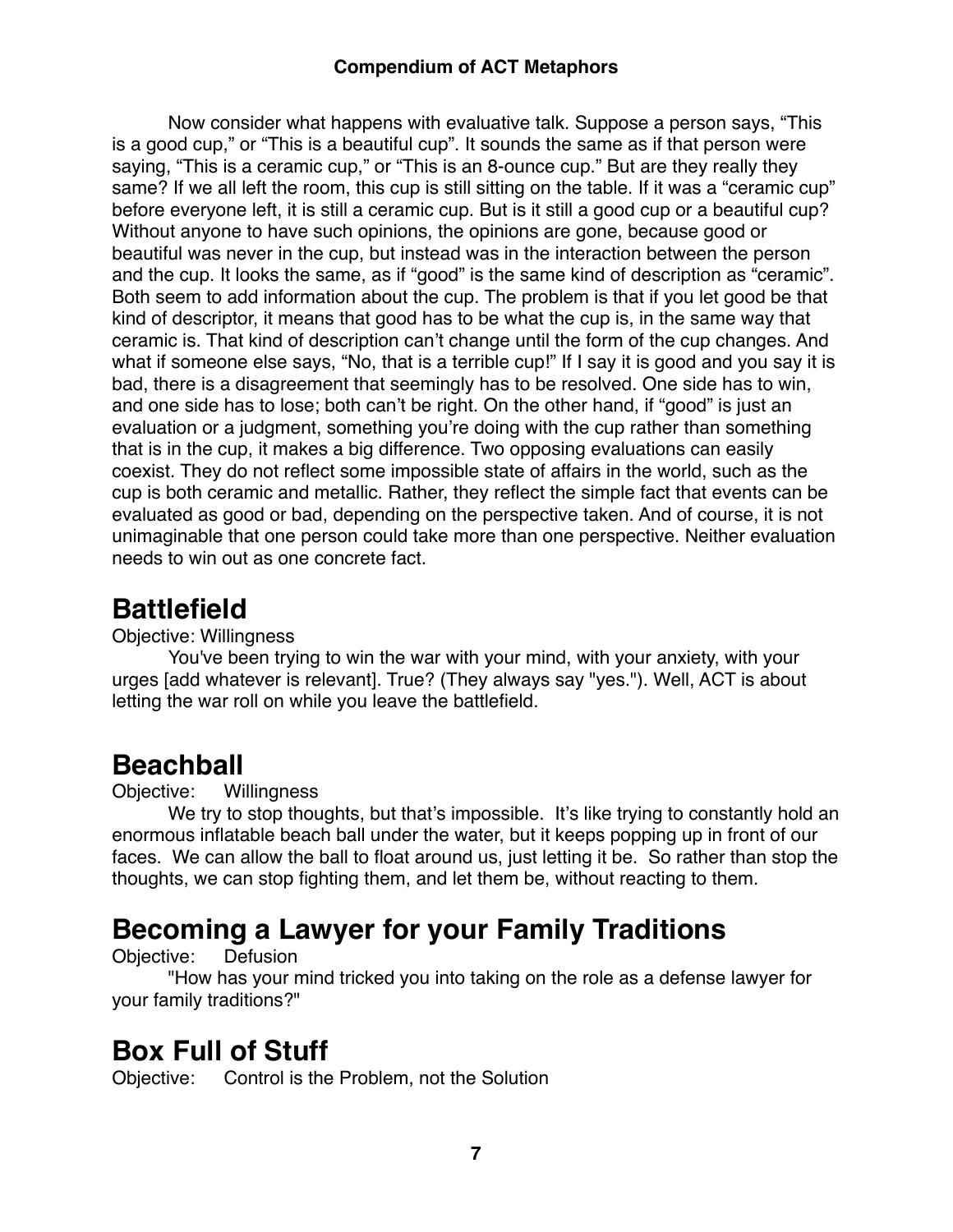Now consider what happens with evaluative talk. Suppose a person says, “This is a good cup,” or “This is a beautiful cup”. It sounds the same as if that person were saying, “This is a ceramic cup,” or “This is an 8-ounce cup.” But are they really they same? If we all left the room, this cup is still sitting on the table. If it was a “ceramic cup” before everyone left, it is still a ceramic cup. But is it still a good cup or a beautiful cup? Without anyone to have such opinions, the opinions are gone, because good or beautiful was never in the cup, but instead was in the interaction between the person and the cup. It looks the same, as if “good” is the same kind of description as “ceramic”. Both seem to add information about the cup. The problem is that if you let good be that kind of descriptor, it means that good has to be what the cup is, in the same way that ceramic is. That kind of description can’t change until the form of the cup changes. And what if someone else says, “No, that is a terrible cup!” If I say it is good and you say it is bad, there is a disagreement that seemingly has to be resolved. One side has to win, and one side has to lose; both can’t be right. On the other hand, if “good” is just an evaluation or a judgment, something you’re doing with the cup rather than something that is in the cup, it makes a big difference. Two opposing evaluations can easily coexist. They do not reflect some impossible state of affairs in the world, such as the cup is both ceramic and metallic. Rather, they reflect the simple fact that events can be evaluated as good or bad, depending on the perspective taken. And of course, it is not unimaginable that one person could take more than one perspective. Neither evaluation needs to win out as one concrete fact.

## Battlefield

Objective: Willingness

You've been trying to win the war with your mind, with your anxiety, with your urges [add whatever is relevant]. True? (They always say "yes."). Well, ACT is about letting the war roll on while you leave the battlefield.

## Beachball

Objective: Willingness

We try to stop thoughts, but that’s impossible. It’s like trying to constantly hold an enormous inflatable beach ball under the water, but it keeps popping up in front of our faces. We can allow the ball to float around us, just letting it be. So rather than stop the thoughts, we can stop fighting them, and let them be, without reacting to them.

## Becoming a Lawyer for your Family Traditions

Objective: Defusion

"How has your mind tricked you into taking on the role as a defense lawyer for your family traditions?"

## Box Full of Stuff

Objective: Control is the Problem, not the Solution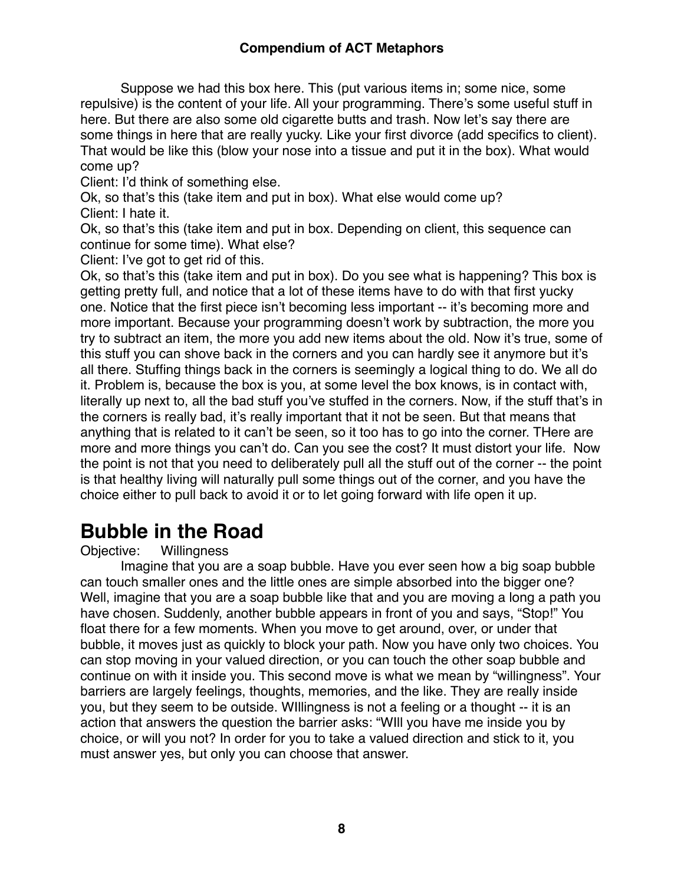Suppose we had this box here. This (put various items in; some nice, some repulsive) is the content of your life. All your programming. There's some useful stuff in here. But there are also some old cigarette butts and trash. Now let's say there are some things in here that are really yucky. Like your first divorce (add specifics to client). That would be like this (blow your nose into a tissue and put it in the box). What would come up?

Client: I'd think of something else.

Ok, so that's this (take item and put in box). What else would come up?

Client: I hate it.

Ok, so that's this (take item and put in box. Depending on client, this sequence can continue for some time). What else?

Client: I've got to get rid of this.

Ok, so that's this (take item and put in box). Do you see what is happening? This box is getting pretty full, and notice that a lot of these items have to do with that first yucky one. Notice that the first piece isn't becoming less important -- it's becoming more and more important. Because your programming doesn't work by subtraction, the more you try to subtract an item, the more you add new items about the old. Now it's true, some of this stuff you can shove back in the corners and you can hardly see it anymore but it's all there. Stuffing things back in the corners is seemingly a logical thing to do. We all do it. Problem is, because the box is you, at some level the box knows, is in contact with, literally up next to, all the bad stuff you've stuffed in the corners. Now, if the stuff that's in the corners is really bad, it's really important that it not be seen. But that means that anything that is related to it can't be seen, so it too has to go into the corner. THere are more and more things you can't do. Can you see the cost? It must distort your life. Now the point is not that you need to deliberately pull all the stuff out of the corner -- the point is that healthy living will naturally pull some things out of the corner, and you have the choice either to pull back to avoid it or to let going forward with life open it up.

# Bubble in the Road

Objective: Willingness

Imagine that you are a soap bubble. Have you ever seen how a big soap bubble can touch smaller ones and the little ones are simple absorbed into the bigger one? Well, imagine that you are a soap bubble like that and you are moving a long a path you have chosen. Suddenly, another bubble appears in front of you and says, "Stop!" You float there for a few moments. When you move to get around, over, or under that bubble, it moves just as quickly to block your path. Now you have only two choices. You can stop moving in your valued direction, or you can touch the other soap bubble and continue on with it inside you. This second move is what we mean by "willingness". Your barriers are largely feelings, thoughts, memories, and the like. They are really inside you, but they seem to be outside. WIllingness is not a feeling or a thought -- it is an action that answers the question the barrier asks: "WIll you have me inside you by choice, or will you not? In order for you to take a valued direction and stick to it, you must answer yes, but only you can choose that answer.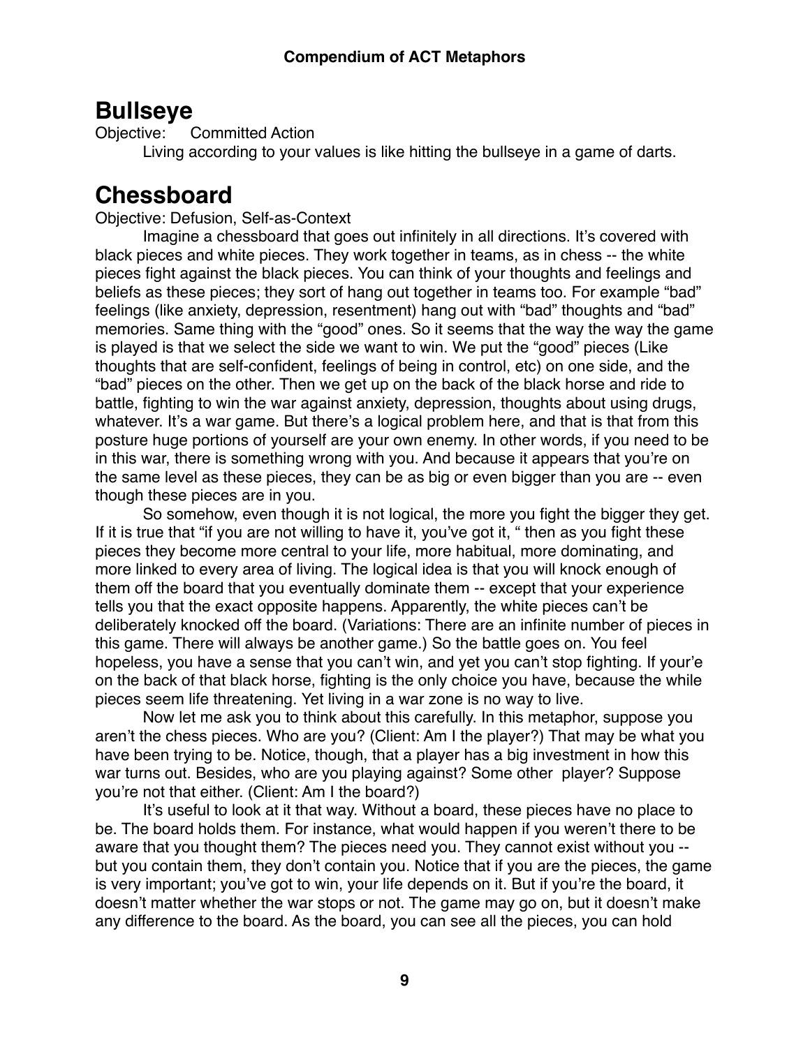## Bullseye

Objective: Committed Action

Living according to your values is like hitting the bullseye in a game of darts.

## Chessboard

Objective: Defusion, Self-as-Context

Imagine a chessboard that goes out infinitely in all directions. It's covered with black pieces and white pieces. They work together in teams, as in chess -- the white pieces fight against the black pieces. You can think of your thoughts and feelings and beliefs as these pieces; they sort of hang out together in teams too. For example "bad" feelings (like anxiety, depression, resentment) hang out with "bad" thoughts and "bad" memories. Same thing with the "good" ones. So it seems that the way the way the game is played is that we select the side we want to win. We put the "good" pieces (Like thoughts that are self-confident, feelings of being in control, etc) on one side, and the "bad" pieces on the other. Then we get up on the back of the black horse and ride to battle, fighting to win the war against anxiety, depression, thoughts about using drugs, whatever. It's a war game. But there's a logical problem here, and that is that from this posture huge portions of yourself are your own enemy. In other words, if you need to be in this war, there is something wrong with you. And because it appears that you're on the same level as these pieces, they can be as big or even bigger than you are -- even though these pieces are in you.

So somehow, even though it is not logical, the more you fight the bigger they get. If it is true that "if you are not willing to have it, you've got it, " then as you fight these pieces they become more central to your life, more habitual, more dominating, and more linked to every area of living. The logical idea is that you will knock enough of them off the board that you eventually dominate them -- except that your experience tells you that the exact opposite happens. Apparently, the white pieces can't be deliberately knocked off the board. (Variations: There are an infinite number of pieces in this game. There will always be another game.) So the battle goes on. You feel hopeless, you have a sense that you can't win, and yet you can't stop fighting. If your'e on the back of that black horse, fighting is the only choice you have, because the while pieces seem life threatening. Yet living in a war zone is no way to live.

Now let me ask you to think about this carefully. In this metaphor, suppose you aren't the chess pieces. Who are you? (Client: Am I the player?) That may be what you have been trying to be. Notice, though, that a player has a big investment in how this war turns out. Besides, who are you playing against? Some other player? Suppose you're not that either. (Client: Am I the board?)

It's useful to look at it that way. Without a board, these pieces have no place to be. The board holds them. For instance, what would happen if you weren't there to be aware that you thought them? The pieces need you. They cannot exist without you -- but you contain them, they don't contain you. Notice that if you are the pieces, the game is very important; you've got to win, your life depends on it. But if you're the board, it doesn't matter whether the war stops or not. The game may go on, but it doesn't make any difference to the board. As the board, you can see all the pieces, you can hold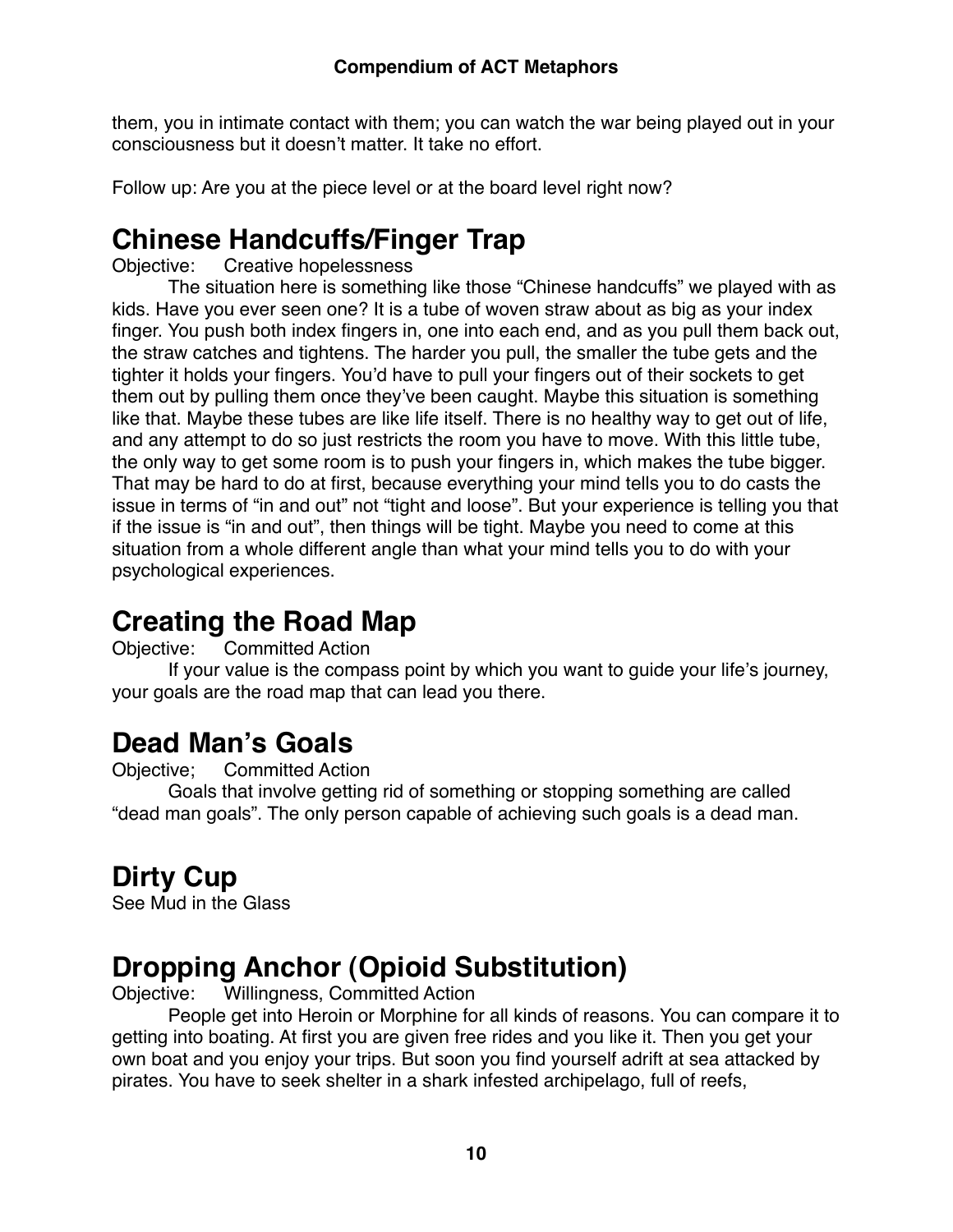them, you in intimate contact with them; you can watch the war being played out in your consciousness but it doesn't matter. It take no effort.

Follow up: Are you at the piece level or at the board level right now?

## Chinese Handcuffs/Finger Trap

Objective: Creative hopelessness

The situation here is something like those "Chinese handcuffs" we played with as kids. Have you ever seen one? It is a tube of woven straw about as big as your index finger. You push both index fingers in, one into each end, and as you pull them back out, the straw catches and tightens. The harder you pull, the smaller the tube gets and the tighter it holds your fingers. You'd have to pull your fingers out of their sockets to get them out by pulling them once they've been caught. Maybe this situation is something like that. Maybe these tubes are like life itself. There is no healthy way to get out of life, and any attempt to do so just restricts the room you have to move. With this little tube, the only way to get some room is to push your fingers in, which makes the tube bigger. That may be hard to do at first, because everything your mind tells you to do casts the issue in terms of "in and out" not "tight and loose". But your experience is telling you that if the issue is "in and out", then things will be tight. Maybe you need to come at this situation from a whole different angle than what your mind tells you to do with your psychological experiences.

## Creating the Road Map

Objective: Committed Action

If your value is the compass point by which you want to guide your life's journey, your goals are the road map that can lead you there.

## Dead Man's Goals

Objective; Committed Action

Goals that involve getting rid of something or stopping something are called "dead man goals". The only person capable of achieving such goals is a dead man.

## Dirty Cup

See Mud in the Glass

## Dropping Anchor (Opioid Substitution)

Objective: Willingness, Committed Action

People get into Heroin or Morphine for all kinds of reasons. You can compare it to getting into boating. At first you are given free rides and you like it. Then you get your own boat and you enjoy your trips. But soon you find yourself adrift at sea attacked by pirates. You have to seek shelter in a shark infested archipelago, full of reefs,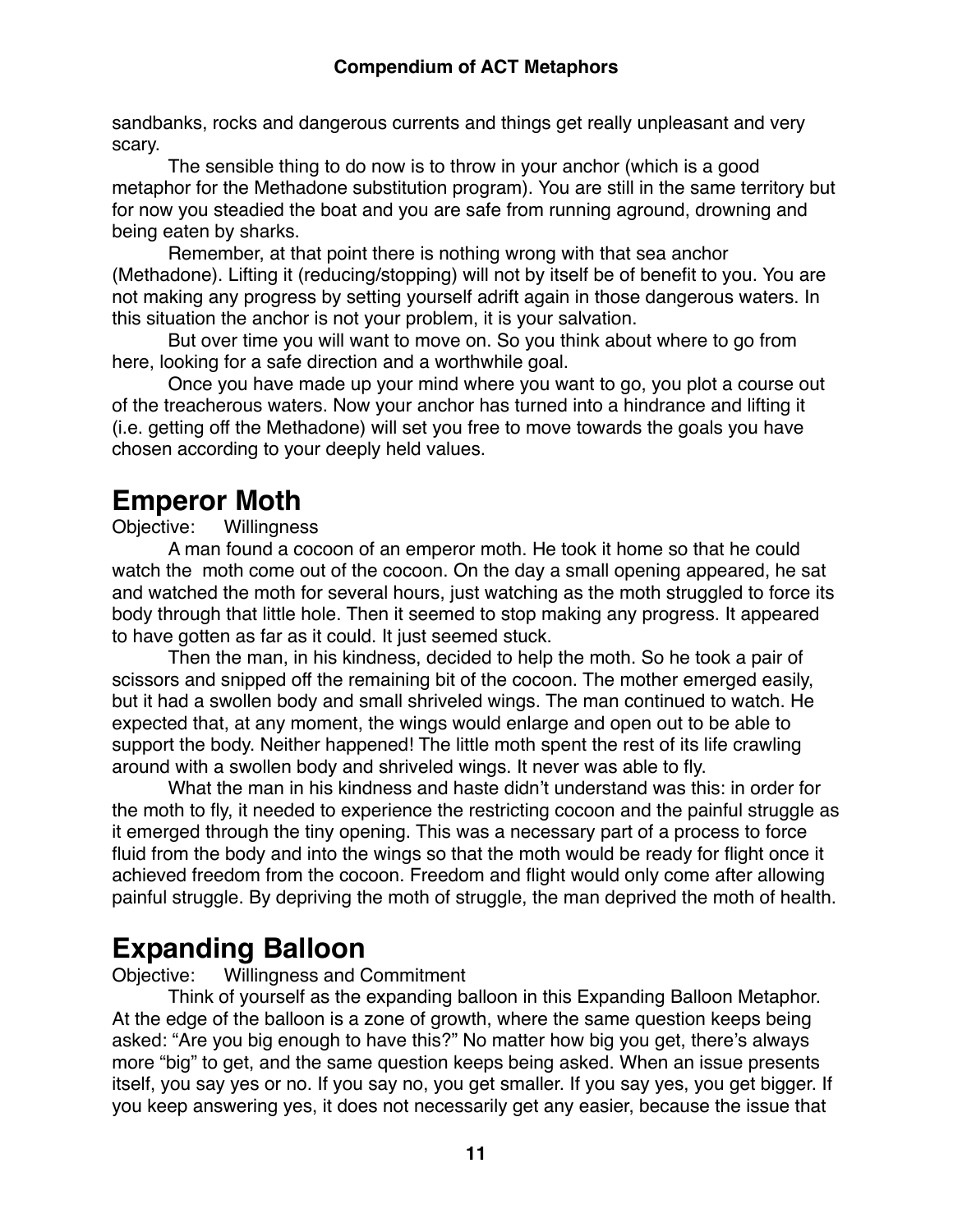sandbanks, rocks and dangerous currents and things get really unpleasant and very scary.

The sensible thing to do now is to throw in your anchor (which is a good metaphor for the Methadone substitution program). You are still in the same territory but for now you steadied the boat and you are safe from running aground, drowning and being eaten by sharks.

Remember, at that point there is nothing wrong with that sea anchor (Methadone). Lifting it (reducing/stopping) will not by itself be of benefit to you. You are not making any progress by setting yourself adrift again in those dangerous waters. In this situation the anchor is not your problem, it is your salvation.

But over time you will want to move on. So you think about where to go from here, looking for a safe direction and a worthwhile goal.

Once you have made up your mind where you want to go, you plot a course out of the treacherous waters. Now your anchor has turned into a hindrance and lifting it (i.e. getting off the Methadone) will set you free to move towards the goals you have chosen according to your deeply held values.

# Emperor Moth

Objective: Willingness

A man found a cocoon of an emperor moth. He took it home so that he could watch the moth come out of the cocoon. On the day a small opening appeared, he sat and watched the moth for several hours, just watching as the moth struggled to force its body through that little hole. Then it seemed to stop making any progress. It appeared to have gotten as far as it could. It just seemed stuck.

Then the man, in his kindness, decided to help the moth. So he took a pair of scissors and snipped off the remaining bit of the cocoon. The mother emerged easily, but it had a swollen body and small shriveled wings. The man continued to watch. He expected that, at any moment, the wings would enlarge and open out to be able to support the body. Neither happened! The little moth spent the rest of its life crawling around with a swollen body and shriveled wings. It never was able to fly.

What the man in his kindness and haste didn't understand was this: in order for the moth to fly, it needed to experience the restricting cocoon and the painful struggle as it emerged through the tiny opening. This was a necessary part of a process to force fluid from the body and into the wings so that the moth would be ready for flight once it achieved freedom from the cocoon. Freedom and flight would only come after allowing painful struggle. By depriving the moth of struggle, the man deprived the moth of health.

# Expanding Balloon

Objective: Willingness and Commitment

Think of yourself as the expanding balloon in this Expanding Balloon Metaphor. At the edge of the balloon is a zone of growth, where the same question keeps being asked: "Are you big enough to have this?" No matter how big you get, there's always more "big" to get, and the same question keeps being asked. When an issue presents itself, you say yes or no. If you say no, you get smaller. If you say yes, you get bigger. If you keep answering yes, it does not necessarily get any easier, because the issue that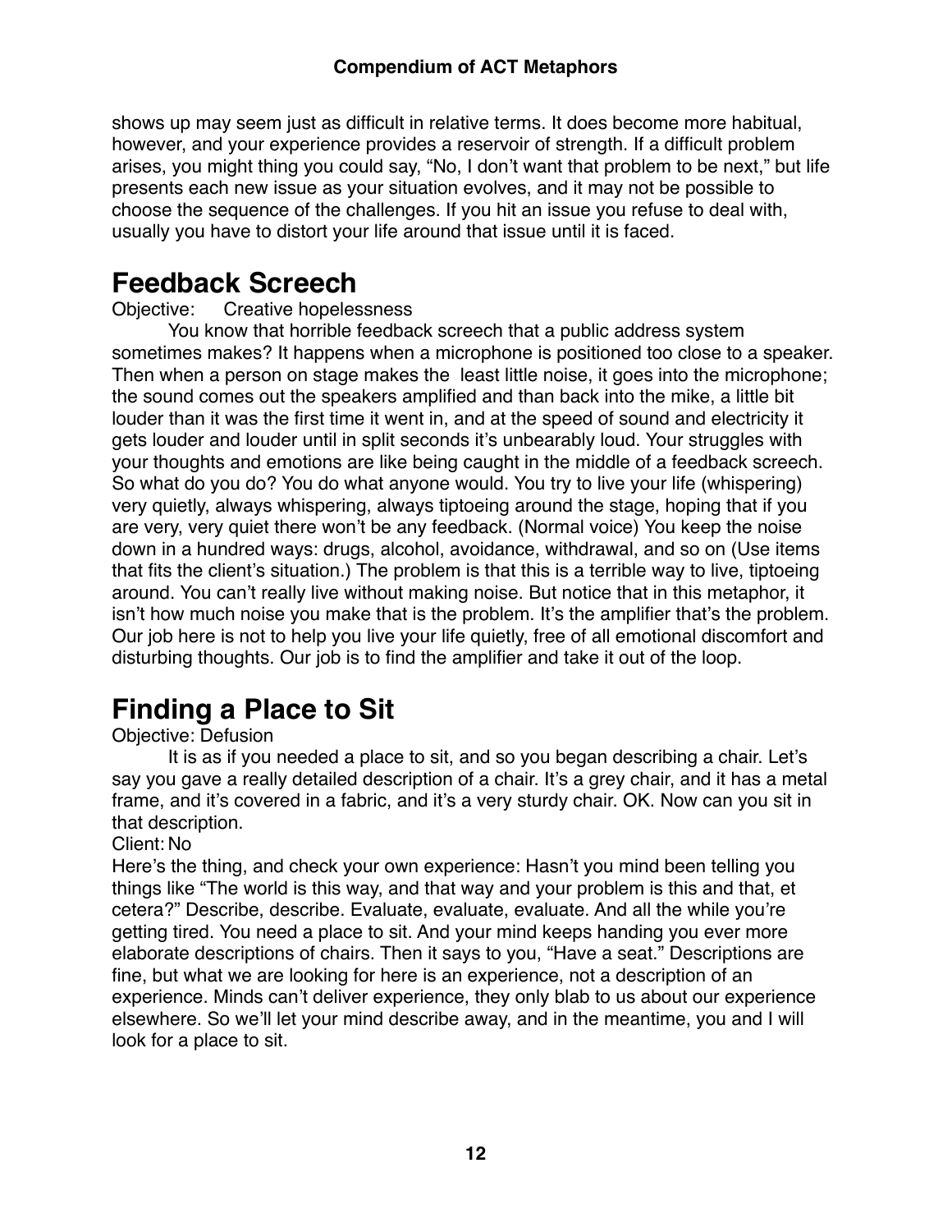shows up may seem just as difficult in relative terms. It does become more habitual, however, and your experience provides a reservoir of strength. If a difficult problem arises, you might thing you could say, "No, I don't want that problem to be next," but life presents each new issue as your situation evolves, and it may not be possible to choose the sequence of the challenges. If you hit an issue you refuse to deal with, usually you have to distort your life around that issue until it is faced.

## Feedback Screech

Objective: Creative hopelessness

You know that horrible feedback screech that a public address system sometimes makes? It happens when a microphone is positioned too close to a speaker. Then when a person on stage makes the least little noise, it goes into the microphone; the sound comes out the speakers amplified and than back into the mike, a little bit louder than it was the first time it went in, and at the speed of sound and electricity it gets louder and louder until in split seconds it's unbearably loud. Your struggles with your thoughts and emotions are like being caught in the middle of a feedback screech. So what do you do? You do what anyone would. You try to live your life (whispering) very quietly, always whispering, always tiptoeing around the stage, hoping that if you are very, very quiet there won't be any feedback. (Normal voice) You keep the noise down in a hundred ways: drugs, alcohol, avoidance, withdrawal, and so on (Use items that fits the client's situation.) The problem is that this is a terrible way to live, tiptoeing around. You can't really live without making noise. But notice that in this metaphor, it isn't how much noise you make that is the problem. It's the amplifier that's the problem. Our job here is not to help you live your life quietly, free of all emotional discomfort and disturbing thoughts. Our job is to find the amplifier and take it out of the loop.

## Finding a Place to Sit

Objective: Defusion

It is as if you needed a place to sit, and so you began describing a chair. Let's say you gave a really detailed description of a chair. It's a grey chair, and it has a metal frame, and it's covered in a fabric, and it's a very sturdy chair. OK. Now can you sit in that description.

Client: No

Here's the thing, and check your own experience: Hasn't you mind been telling you things like "The world is this way, and that way and your problem is this and that, et cetera?" Describe, describe. Evaluate, evaluate, evaluate. And all the while you're getting tired. You need a place to sit. And your mind keeps handing you ever more elaborate descriptions of chairs. Then it says to you, "Have a seat." Descriptions are fine, but what we are looking for here is an experience, not a description of an experience. Minds can't deliver experience, they only blab to us about our experience elsewhere. So we'll let your mind describe away, and in the meantime, you and I will look for a place to sit.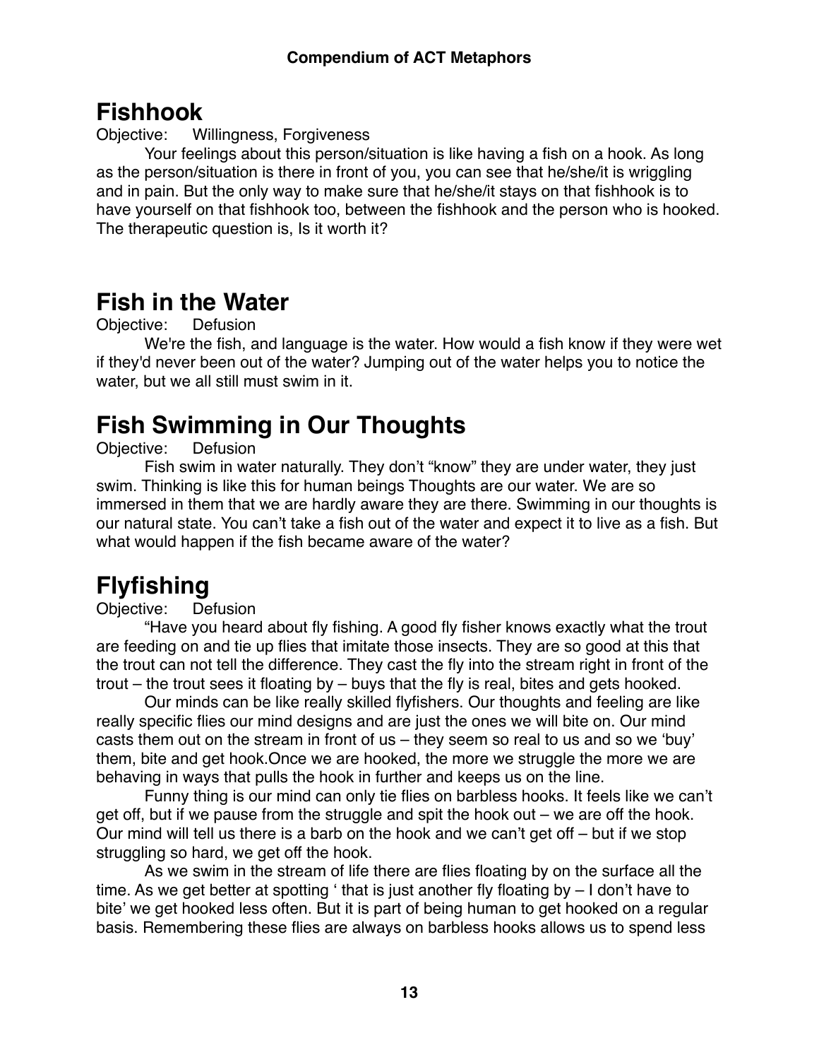## Fishhook

Objective: Willingness, Forgiveness

Your feelings about this person/situation is like having a fish on a hook. As long as the person/situation is there in front of you, you can see that he/she/it is wriggling and in pain. But the only way to make sure that he/she/it stays on that fishhook is to have yourself on that fishhook too, between the fishhook and the person who is hooked. The therapeutic question is, Is it worth it?

## Fish in the Water

Objective: Defusion

We're the fish, and language is the water. How would a fish know if they were wet if they'd never been out of the water? Jumping out of the water helps you to notice the water, but we all still must swim in it.

## Fish Swimming in Our Thoughts

Objective: Defusion

Fish swim in water naturally. They don't "know" they are under water, they just swim. Thinking is like this for human beings Thoughts are our water. We are so immersed in them that we are hardly aware they are there. Swimming in our thoughts is our natural state. You can't take a fish out of the water and expect it to live as a fish. But what would happen if the fish became aware of the water?

## Flyfishing

Objective: Defusion

"Have you heard about fly fishing. A good fly fisher knows exactly what the trout are feeding on and tie up flies that imitate those insects. They are so good at this that the trout can not tell the difference. They cast the fly into the stream right in front of the trout – the trout sees it floating by – buys that the fly is real, bites and gets hooked.

Our minds can be like really skilled flyfishers. Our thoughts and feeling are like really specific flies our mind designs and are just the ones we will bite on. Our mind casts them out on the stream in front of us – they seem so real to us and so we 'buy' them, bite and get hook.Once we are hooked, the more we struggle the more we are behaving in ways that pulls the hook in further and keeps us on the line.

Funny thing is our mind can only tie flies on barbless hooks. It feels like we can't get off, but if we pause from the struggle and spit the hook out – we are off the hook. Our mind will tell us there is a barb on the hook and we can't get off – but if we stop struggling so hard, we get off the hook.

As we swim in the stream of life there are flies floating by on the surface all the time. As we get better at spotting ' that is just another fly floating by – I don't have to bite' we get hooked less often. But it is part of being human to get hooked on a regular basis. Remembering these flies are always on barbless hooks allows us to spend less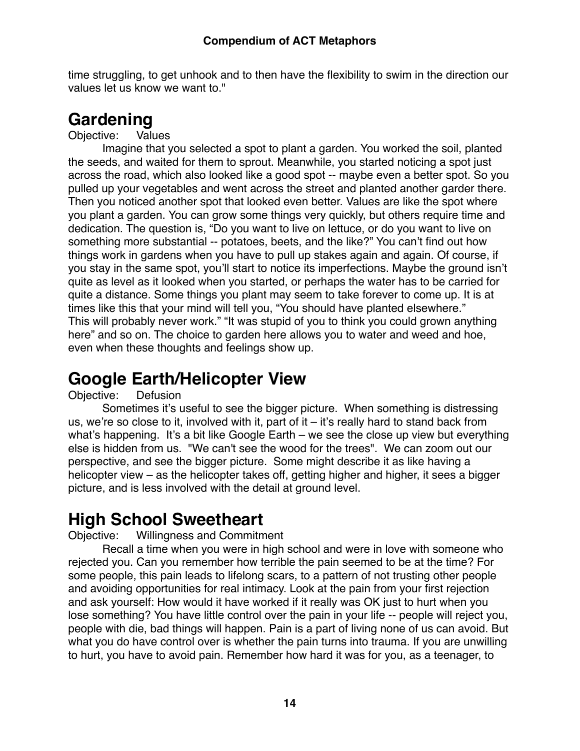time struggling, to get unhook and to then have the flexibility to swim in the direction our values let us know we want to."

## Gardening

Objective: Values

Imagine that you selected a spot to plant a garden. You worked the soil, planted the seeds, and waited for them to sprout. Meanwhile, you started noticing a spot just across the road, which also looked like a good spot -- maybe even a better spot. So you pulled up your vegetables and went across the street and planted another garder there. Then you noticed another spot that looked even better. Values are like the spot where you plant a garden. You can grow some things very quickly, but others require time and dedication. The question is, "Do you want to live on lettuce, or do you want to live on something more substantial -- potatoes, beets, and the like?" You can't find out how things work in gardens when you have to pull up stakes again and again. Of course, if you stay in the same spot, you'll start to notice its imperfections. Maybe the ground isn't quite as level as it looked when you started, or perhaps the water has to be carried for quite a distance. Some things you plant may seem to take forever to come up. It is at times like this that your mind will tell you, "You should have planted elsewhere." This will probably never work." "It was stupid of you to think you could grown anything here" and so on. The choice to garden here allows you to water and weed and hoe, even when these thoughts and feelings show up.

## Google Earth/Helicopter View

Objective: Defusion

Sometimes it's useful to see the bigger picture. When something is distressing us, we're so close to it, involved with it, part of it – it's really hard to stand back from what's happening. It's a bit like Google Earth – we see the close up view but everything else is hidden from us. "We can't see the wood for the trees". We can zoom out our perspective, and see the bigger picture. Some might describe it as like having a helicopter view – as the helicopter takes off, getting higher and higher, it sees a bigger picture, and is less involved with the detail at ground level.

## High School Sweetheart

Objective: Willingness and Commitment

Recall a time when you were in high school and were in love with someone who rejected you. Can you remember how terrible the pain seemed to be at the time? For some people, this pain leads to lifelong scars, to a pattern of not trusting other people and avoiding opportunities for real intimacy. Look at the pain from your first rejection and ask yourself: How would it have worked if it really was OK just to hurt when you lose something? You have little control over the pain in your life -- people will reject you, people with die, bad things will happen. Pain is a part of living none of us can avoid. But what you do have control over is whether the pain turns into trauma. If you are unwilling to hurt, you have to avoid pain. Remember how hard it was for you, as a teenager, to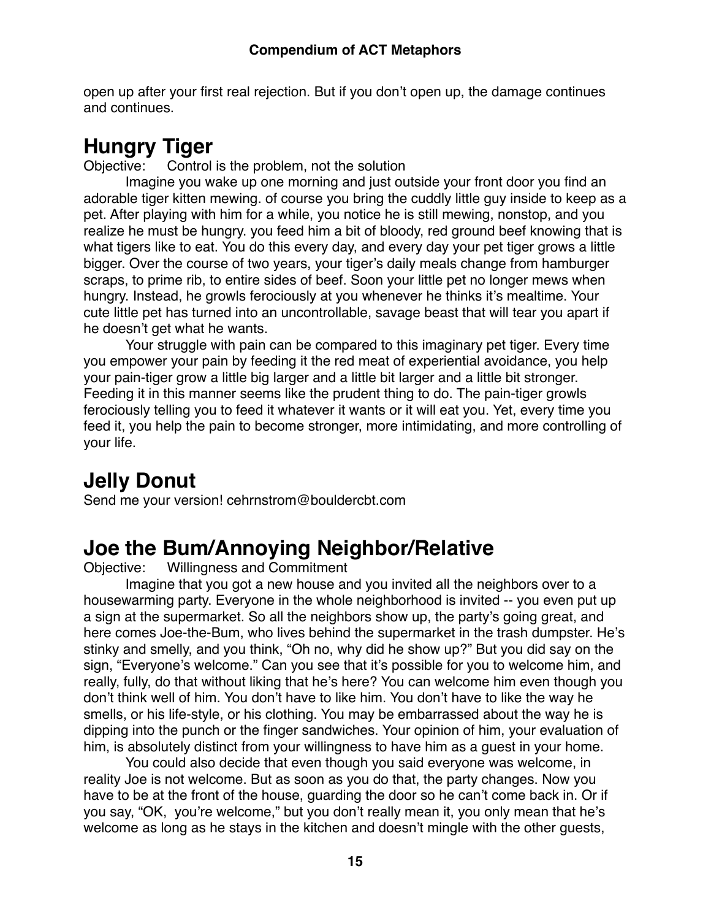open up after your first real rejection. But if you don't open up, the damage continues and continues.

## Hungry Tiger

Objective: Control is the problem, not the solution

Imagine you wake up one morning and just outside your front door you find an adorable tiger kitten mewing. of course you bring the cuddly little guy inside to keep as a pet. After playing with him for a while, you notice he is still mewing, nonstop, and you realize he must be hungry. you feed him a bit of bloody, red ground beef knowing that is what tigers like to eat. You do this every day, and every day your pet tiger grows a little bigger. Over the course of two years, your tiger's daily meals change from hamburger scraps, to prime rib, to entire sides of beef. Soon your little pet no longer mews when hungry. Instead, he growls ferociously at you whenever he thinks it's mealtime. Your cute little pet has turned into an uncontrollable, savage beast that will tear you apart if he doesn't get what he wants.

Your struggle with pain can be compared to this imaginary pet tiger. Every time you empower your pain by feeding it the red meat of experiential avoidance, you help your pain-tiger grow a little big larger and a little bit larger and a little bit stronger. Feeding it in this manner seems like the prudent thing to do. The pain-tiger growls ferociously telling you to feed it whatever it wants or it will eat you. Yet, every time you feed it, you help the pain to become stronger, more intimidating, and more controlling of your life.

## Jelly Donut

Send me your version! cehrnstrom@bouldercbt.com

## Joe the Bum/Annoying Neighbor/Relative

Objective: Willingness and Commitment

Imagine that you got a new house and you invited all the neighbors over to a housewarming party. Everyone in the whole neighborhood is invited -- you even put up a sign at the supermarket. So all the neighbors show up, the party's going great, and here comes Joe-the-Bum, who lives behind the supermarket in the trash dumpster. He's stinky and smelly, and you think, "Oh no, why did he show up?" But you did say on the sign, "Everyone's welcome." Can you see that it's possible for you to welcome him, and really, fully, do that without liking that he's here? You can welcome him even though you don't think well of him. You don't have to like him. You don't have to like the way he smells, or his life-style, or his clothing. You may be embarrassed about the way he is dipping into the punch or the finger sandwiches. Your opinion of him, your evaluation of him, is absolutely distinct from your willingness to have him as a guest in your home.

You could also decide that even though you said everyone was welcome, in reality Joe is not welcome. But as soon as you do that, the party changes. Now you have to be at the front of the house, guarding the door so he can't come back in. Or if you say, "OK, you're welcome," but you don't really mean it, you only mean that he's welcome as long as he stays in the kitchen and doesn't mingle with the other guests,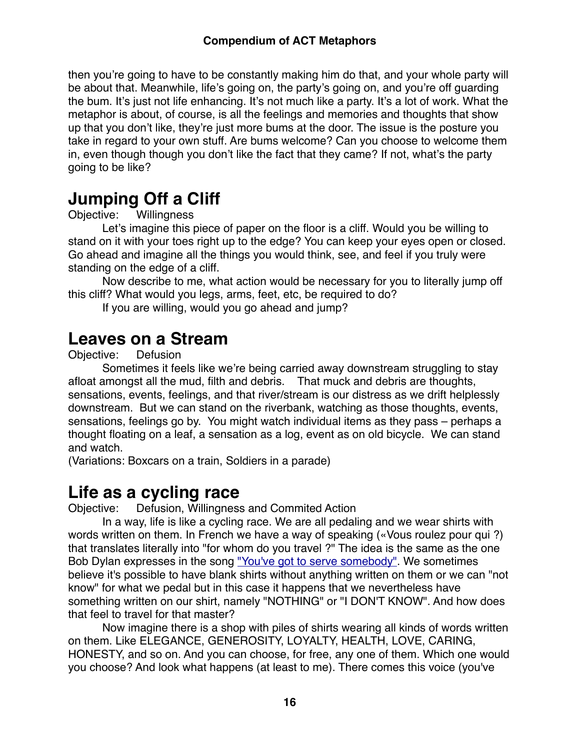then you're going to have to be constantly making him do that, and your whole party will be about that. Meanwhile, life's going on, the party's going on, and you're off guarding the bum. It's just not life enhancing. It's not much like a party. It's a lot of work. What the metaphor is about, of course, is all the feelings and memories and thoughts that show up that you don't like, they're just more bums at the door. The issue is the posture you take in regard to your own stuff. Are bums welcome? Can you choose to welcome them in, even though though you don't like the fact that they came? If not, what's the party going to be like?

# Jumping Off a Cliff

Objective: Willingness

Let's imagine this piece of paper on the floor is a cliff. Would you be willing to stand on it with your toes right up to the edge? You can keep your eyes open or closed. Go ahead and imagine all the things you would think, see, and feel if you truly were standing on the edge of a cliff.

Now describe to me, what action would be necessary for you to literally jump off this cliff? What would you legs, arms, feet, etc, be required to do?

If you are willing, would you go ahead and jump?

# Leaves on a Stream

Objective: Defusion

Sometimes it feels like we're being carried away downstream struggling to stay afloat amongst all the mud, filth and debris. That muck and debris are thoughts, sensations, events, feelings, and that river/stream is our distress as we drift helplessly downstream. But we can stand on the riverbank, watching as those thoughts, events, sensations, feelings go by. You might watch individual items as they pass – perhaps a thought floating on a leaf, a sensation as a log, event as on old bicycle. We can stand and watch.

(Variations: Boxcars on a train, Soldiers in a parade)

# Life as a cycling race

Objective: Defusion, Willingness and Commited Action

In a way, life is like a cycling race. We are all pedaling and we wear shirts with words written on them. In French we have a way of speaking («Vous roulez pour qui ?) that translates literally into "for whom do you travel ?" The idea is the same as the one Bob Dylan expresses in the song "You've got to serve somebody". We sometimes believe it's possible to have blank shirts without anything written on them or we can "not know" for what we pedal but in this case it happens that we nevertheless have something written on our shirt, namely "NOTHING" or "I DON'T KNOW". And how does that feel to travel for that master?

Now imagine there is a shop with piles of shirts wearing all kinds of words written on them. Like ELEGANCE, GENEROSITY, LOYALTY, HEALTH, LOVE, CARING, HONESTY, and so on. And you can choose, for free, any one of them. Which one would you choose? And look what happens (at least to me). There comes this voice (you've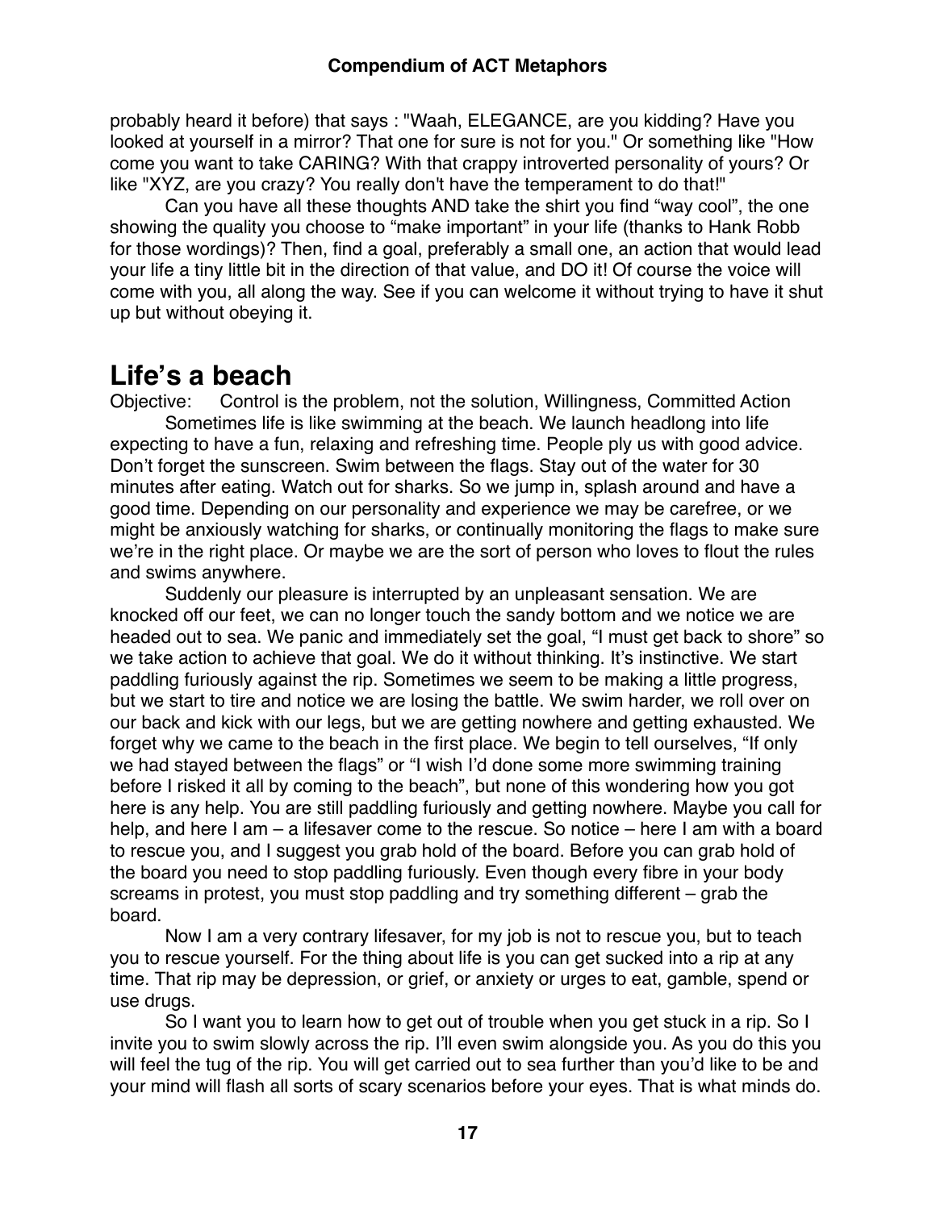probably heard it before) that says : "Waah, ELEGANCE, are you kidding? Have you looked at yourself in a mirror? That one for sure is not for you." Or something like "How come you want to take CARING? With that crappy introverted personality of yours? Or like "XYZ, are you crazy? You really don't have the temperament to do that!"

Can you have all these thoughts AND take the shirt you find "way cool", the one showing the quality you choose to "make important" in your life (thanks to Hank Robb for those wordings)? Then, find a goal, preferably a small one, an action that would lead your life a tiny little bit in the direction of that value, and DO it! Of course the voice will come with you, all along the way. See if you can welcome it without trying to have it shut up but without obeying it.

## Life's a beach

Objective: Control is the problem, not the solution, Willingness, Committed Action

Sometimes life is like swimming at the beach. We launch headlong into life expecting to have a fun, relaxing and refreshing time. People ply us with good advice. Don't forget the sunscreen. Swim between the flags. Stay out of the water for 30 minutes after eating. Watch out for sharks. So we jump in, splash around and have a good time. Depending on our personality and experience we may be carefree, or we might be anxiously watching for sharks, or continually monitoring the flags to make sure we're in the right place. Or maybe we are the sort of person who loves to flout the rules and swims anywhere.

Suddenly our pleasure is interrupted by an unpleasant sensation. We are knocked off our feet, we can no longer touch the sandy bottom and we notice we are headed out to sea. We panic and immediately set the goal, "I must get back to shore" so we take action to achieve that goal. We do it without thinking. It's instinctive. We start paddling furiously against the rip. Sometimes we seem to be making a little progress, but we start to tire and notice we are losing the battle. We swim harder, we roll over on our back and kick with our legs, but we are getting nowhere and getting exhausted. We forget why we came to the beach in the first place. We begin to tell ourselves, "If only we had stayed between the flags" or "I wish I'd done some more swimming training before I risked it all by coming to the beach", but none of this wondering how you got here is any help. You are still paddling furiously and getting nowhere. Maybe you call for help, and here I am – a lifesaver come to the rescue. So notice – here I am with a board to rescue you, and I suggest you grab hold of the board. Before you can grab hold of the board you need to stop paddling furiously. Even though every fibre in your body screams in protest, you must stop paddling and try something different – grab the board.

Now I am a very contrary lifesaver, for my job is not to rescue you, but to teach you to rescue yourself. For the thing about life is you can get sucked into a rip at any time. That rip may be depression, or grief, or anxiety or urges to eat, gamble, spend or use drugs.

So I want you to learn how to get out of trouble when you get stuck in a rip. So I invite you to swim slowly across the rip. I'll even swim alongside you. As you do this you will feel the tug of the rip. You will get carried out to sea further than you'd like to be and your mind will flash all sorts of scary scenarios before your eyes. That is what minds do.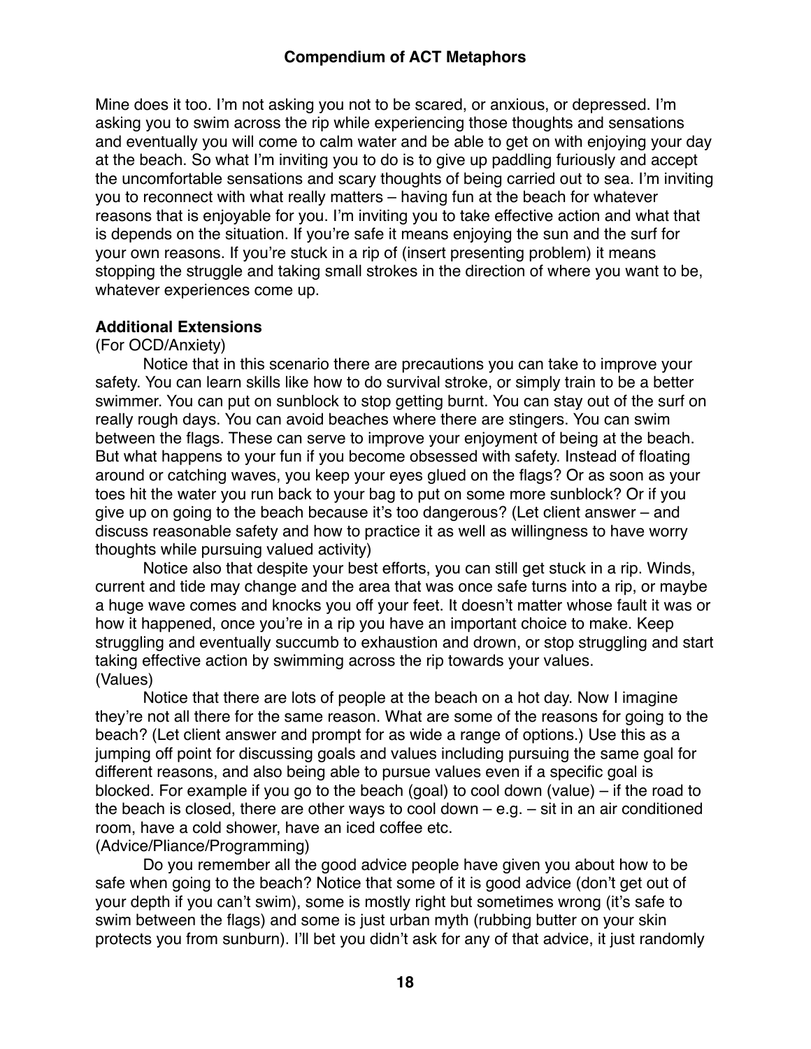Mine does it too. I'm not asking you not to be scared, or anxious, or depressed. I'm asking you to swim across the rip while experiencing those thoughts and sensations and eventually you will come to calm water and be able to get on with enjoying your day at the beach. So what I'm inviting you to do is to give up paddling furiously and accept the uncomfortable sensations and scary thoughts of being carried out to sea. I'm inviting you to reconnect with what really matters – having fun at the beach for whatever reasons that is enjoyable for you. I'm inviting you to take effective action and what that is depends on the situation. If you're safe it means enjoying the sun and the surf for your own reasons. If you're stuck in a rip of (insert presenting problem) it means stopping the struggle and taking small strokes in the direction of where you want to be, whatever experiences come up.

**Additional Extensions**

(For OCD/Anxiety)

Notice that in this scenario there are precautions you can take to improve your safety. You can learn skills like how to do survival stroke, or simply train to be a better swimmer. You can put on sunblock to stop getting burnt. You can stay out of the surf on really rough days. You can avoid beaches where there are stingers. You can swim between the flags. These can serve to improve your enjoyment of being at the beach. But what happens to your fun if you become obsessed with safety. Instead of floating around or catching waves, you keep your eyes glued on the flags? Or as soon as your toes hit the water you run back to your bag to put on some more sunblock? Or if you give up on going to the beach because it's too dangerous? (Let client answer – and discuss reasonable safety and how to practice it as well as willingness to have worry thoughts while pursuing valued activity)

Notice also that despite your best efforts, you can still get stuck in a rip. Winds, current and tide may change and the area that was once safe turns into a rip, or maybe a huge wave comes and knocks you off your feet. It doesn't matter whose fault it was or how it happened, once you're in a rip you have an important choice to make. Keep struggling and eventually succumb to exhaustion and drown, or stop struggling and start taking effective action by swimming across the rip towards your values.

(Values)

Notice that there are lots of people at the beach on a hot day. Now I imagine they're not all there for the same reason. What are some of the reasons for going to the beach? (Let client answer and prompt for as wide a range of options.) Use this as a jumping off point for discussing goals and values including pursuing the same goal for different reasons, and also being able to pursue values even if a specific goal is blocked. For example if you go to the beach (goal) to cool down (value) – if the road to the beach is closed, there are other ways to cool down – e.g. – sit in an air conditioned room, have a cold shower, have an iced coffee etc.

(Advice/Pliance/Programming)

Do you remember all the good advice people have given you about how to be safe when going to the beach? Notice that some of it is good advice (don't get out of your depth if you can't swim), some is mostly right but sometimes wrong (it's safe to swim between the flags) and some is just urban myth (rubbing butter on your skin protects you from sunburn). I'll bet you didn't ask for any of that advice, it just randomly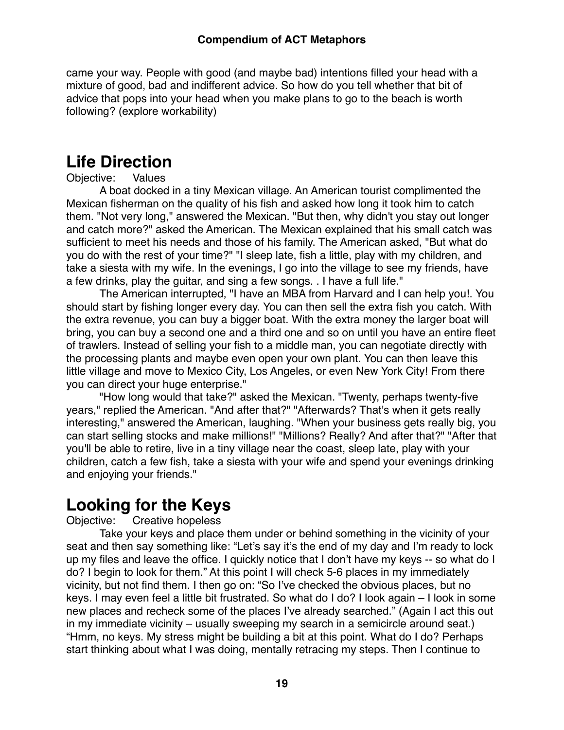came your way. People with good (and maybe bad) intentions filled your head with a mixture of good, bad and indifferent advice. So how do you tell whether that bit of advice that pops into your head when you make plans to go to the beach is worth following? (explore workability)

## Life Direction

Objective: Values

A boat docked in a tiny Mexican village. An American tourist complimented the Mexican fisherman on the quality of his fish and asked how long it took him to catch them. "Not very long," answered the Mexican. "But then, why didn't you stay out longer and catch more?" asked the American. The Mexican explained that his small catch was sufficient to meet his needs and those of his family. The American asked, "But what do you do with the rest of your time?" "I sleep late, fish a little, play with my children, and take a siesta with my wife. In the evenings, I go into the village to see my friends, have a few drinks, play the guitar, and sing a few songs. . I have a full life."

The American interrupted, "I have an MBA from Harvard and I can help you!. You should start by fishing longer every day. You can then sell the extra fish you catch. With the extra revenue, you can buy a bigger boat. With the extra money the larger boat will bring, you can buy a second one and a third one and so on until you have an entire fleet of trawlers. Instead of selling your fish to a middle man, you can negotiate directly with the processing plants and maybe even open your own plant. You can then leave this little village and move to Mexico City, Los Angeles, or even New York City! From there you can direct your huge enterprise."

"How long would that take?" asked the Mexican. "Twenty, perhaps twenty-five years," replied the American. "And after that?" "Afterwards? That's when it gets really interesting," answered the American, laughing. "When your business gets really big, you can start selling stocks and make millions!" "Millions? Really? And after that?" "After that you'll be able to retire, live in a tiny village near the coast, sleep late, play with your children, catch a few fish, take a siesta with your wife and spend your evenings drinking and enjoying your friends."

## Looking for the Keys

Objective: Creative hopeless

Take your keys and place them under or behind something in the vicinity of your seat and then say something like: "Let's say it's the end of my day and I'm ready to lock up my files and leave the office. I quickly notice that I don't have my keys -- so what do I do? I begin to look for them." At this point I will check 5-6 places in my immediately vicinity, but not find them. I then go on: "So I've checked the obvious places, but no keys. I may even feel a little bit frustrated. So what do I do? I look again – I look in some new places and recheck some of the places I've already searched." (Again I act this out in my immediate vicinity – usually sweeping my search in a semicircle around seat.) "Hmm, no keys. My stress might be building a bit at this point. What do I do? Perhaps start thinking about what I was doing, mentally retracing my steps. Then I continue to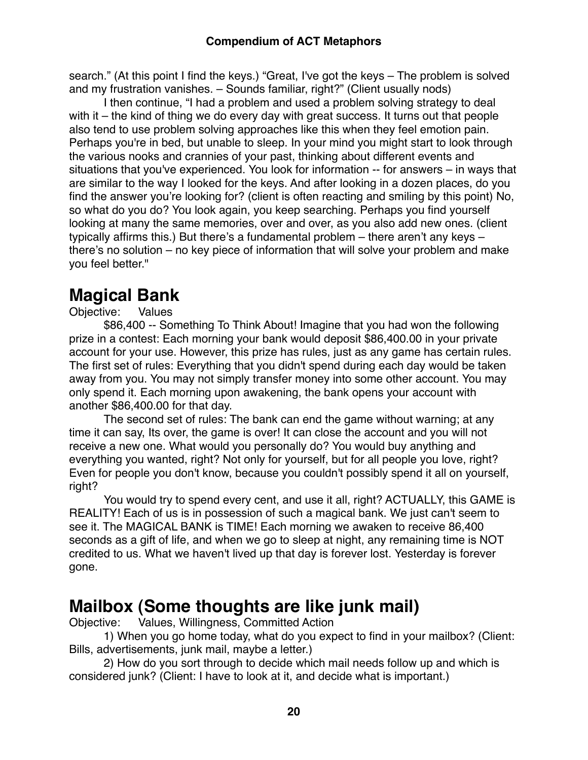search." (At this point I find the keys.) "Great, I've got the keys – The problem is solved and my frustration vanishes. – Sounds familiar, right?" (Client usually nods)

I then continue, "I had a problem and used a problem solving strategy to deal with it – the kind of thing we do every day with great success. It turns out that people also tend to use problem solving approaches like this when they feel emotion pain. Perhaps you're in bed, but unable to sleep. In your mind you might start to look through the various nooks and crannies of your past, thinking about different events and situations that you've experienced. You look for information -- for answers – in ways that are similar to the way I looked for the keys. And after looking in a dozen places, do you find the answer you're looking for? (client is often reacting and smiling by this point) No, so what do you do? You look again, you keep searching. Perhaps you find yourself looking at many the same memories, over and over, as you also add new ones. (client typically affirms this.) But there's a fundamental problem – there aren't any keys – there's no solution – no key piece of information that will solve your problem and make you feel better."

# Magical Bank

Objective: Values

$86,400 -- Something To Think About! Imagine that you had won the following prize in a contest: Each morning your bank would deposit $86,400.00 in your private account for your use. However, this prize has rules, just as any game has certain rules. The first set of rules: Everything that you didn't spend during each day would be taken away from you. You may not simply transfer money into some other account. You may only spend it. Each morning upon awakening, the bank opens your account with another $86,400.00 for that day.

The second set of rules: The bank can end the game without warning; at any time it can say, Its over, the game is over! It can close the account and you will not receive a new one. What would you personally do? You would buy anything and everything you wanted, right? Not only for yourself, but for all people you love, right? Even for people you don't know, because you couldn't possibly spend it all on yourself, right?

You would try to spend every cent, and use it all, right? ACTUALLY, this GAME is REALITY! Each of us is in possession of such a magical bank. We just can't seem to see it. The MAGICAL BANK is TIME! Each morning we awaken to receive 86,400 seconds as a gift of life, and when we go to sleep at night, any remaining time is NOT credited to us. What we haven't lived up that day is forever lost. Yesterday is forever gone.

# Mailbox (Some thoughts are like junk mail)

Objective: Values, Willingness, Committed Action

1) When you go home today, what do you expect to find in your mailbox? (Client: Bills, advertisements, junk mail, maybe a letter.)

2) How do you sort through to decide which mail needs follow up and which is considered junk? (Client: I have to look at it, and decide what is important.)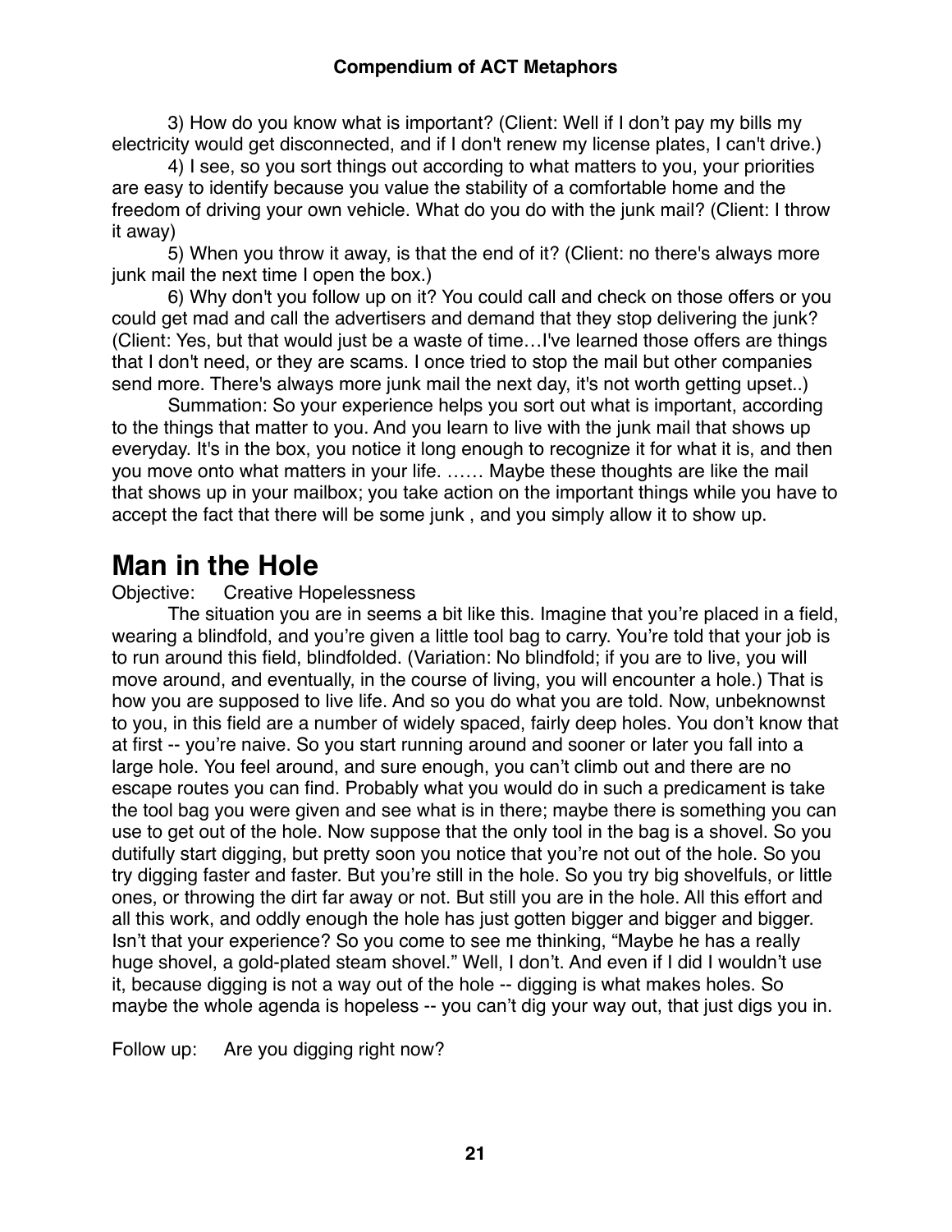3) How do you know what is important? (Client: Well if I don't pay my bills my electricity would get disconnected, and if I don't renew my license plates, I can't drive.)

4) I see, so you sort things out according to what matters to you, your priorities are easy to identify because you value the stability of a comfortable home and the freedom of driving your own vehicle. What do you do with the junk mail? (Client: I throw it away)

5) When you throw it away, is that the end of it? (Client: no there's always more junk mail the next time I open the box.)

6) Why don't you follow up on it? You could call and check on those offers or you could get mad and call the advertisers and demand that they stop delivering the junk? (Client: Yes, but that would just be a waste of time…I've learned those offers are things that I don't need, or they are scams. I once tried to stop the mail but other companies send more. There's always more junk mail the next day, it's not worth getting upset..)

Summation: So your experience helps you sort out what is important, according to the things that matter to you. And you learn to live with the junk mail that shows up everyday. It's in the box, you notice it long enough to recognize it for what it is, and then you move onto what matters in your life. …… Maybe these thoughts are like the mail that shows up in your mailbox; you take action on the important things while you have to accept the fact that there will be some junk , and you simply allow it to show up.

# Man in the Hole

Objective: Creative Hopelessness

The situation you are in seems a bit like this. Imagine that you're placed in a field, wearing a blindfold, and you're given a little tool bag to carry. You're told that your job is to run around this field, blindfolded. (Variation: No blindfold; if you are to live, you will move around, and eventually, in the course of living, you will encounter a hole.) That is how you are supposed to live life. And so you do what you are told. Now, unbeknownst to you, in this field are a number of widely spaced, fairly deep holes. You don't know that at first -- you're naive. So you start running around and sooner or later you fall into a large hole. You feel around, and sure enough, you can't climb out and there are no escape routes you can find. Probably what you would do in such a predicament is take the tool bag you were given and see what is in there; maybe there is something you can use to get out of the hole. Now suppose that the only tool in the bag is a shovel. So you dutifully start digging, but pretty soon you notice that you're not out of the hole. So you try digging faster and faster. But you're still in the hole. So you try big shovelfuls, or little ones, or throwing the dirt far away or not. But still you are in the hole. All this effort and all this work, and oddly enough the hole has just gotten bigger and bigger and bigger. Isn't that your experience? So you come to see me thinking, "Maybe he has a really huge shovel, a gold-plated steam shovel." Well, I don't. And even if I did I wouldn't use it, because digging is not a way out of the hole -- digging is what makes holes. So maybe the whole agenda is hopeless -- you can't dig your way out, that just digs you in.

Follow up: Are you digging right now?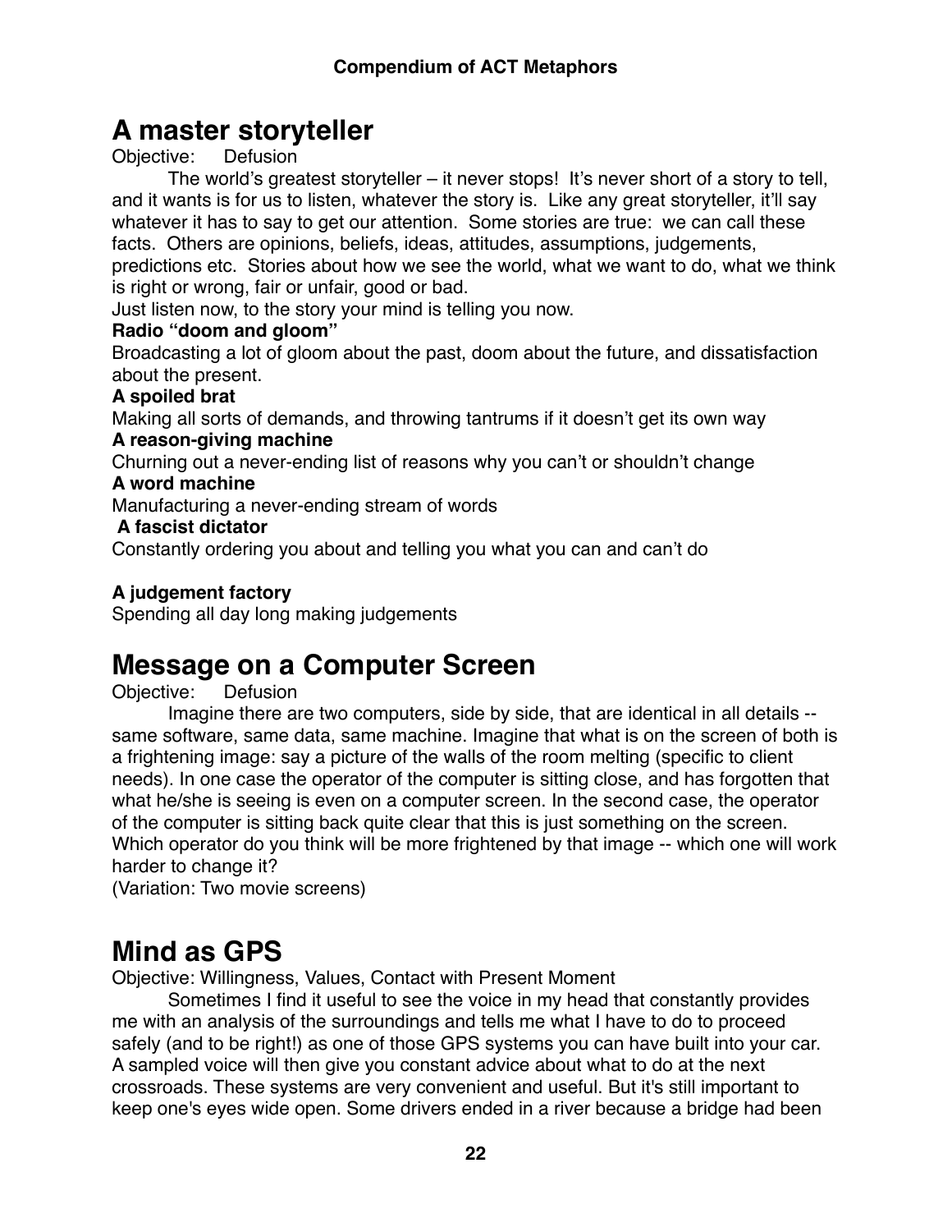# A master storyteller

Objective: Defusion

The world's greatest storyteller – it never stops! It's never short of a story to tell, and it wants is for us to listen, whatever the story is. Like any great storyteller, it'll say whatever it has to say to get our attention. Some stories are true: we can call these facts. Others are opinions, beliefs, ideas, attitudes, assumptions, judgements, predictions etc. Stories about how we see the world, what we want to do, what we think is right or wrong, fair or unfair, good or bad.

Just listen now, to the story your mind is telling you now.

**Radio "doom and gloom"**

Broadcasting a lot of gloom about the past, doom about the future, and dissatisfaction about the present.

**A spoiled brat**

Making all sorts of demands, and throwing tantrums if it doesn't get its own way

**A reason-giving machine**

Churning out a never-ending list of reasons why you can't or shouldn't change

**A word machine**

Manufacturing a never-ending stream of words

**A fascist dictator**

Constantly ordering you about and telling you what you can and can't do

**A judgement factory**

Spending all day long making judgements

# Message on a Computer Screen

Objective: Defusion

Imagine there are two computers, side by side, that are identical in all details -- same software, same data, same machine. Imagine that what is on the screen of both is a frightening image: say a picture of the walls of the room melting (specific to client needs). In one case the operator of the computer is sitting close, and has forgotten that what he/she is seeing is even on a computer screen. In the second case, the operator of the computer is sitting back quite clear that this is just something on the screen. Which operator do you think will be more frightened by that image -- which one will work harder to change it?

(Variation: Two movie screens)

# Mind as GPS

Objective: Willingness, Values, Contact with Present Moment

Sometimes I find it useful to see the voice in my head that constantly provides me with an analysis of the surroundings and tells me what I have to do to proceed safely (and to be right!) as one of those GPS systems you can have built into your car. A sampled voice will then give you constant advice about what to do at the next crossroads. These systems are very convenient and useful. But it's still important to keep one's eyes wide open. Some drivers ended in a river because a bridge had been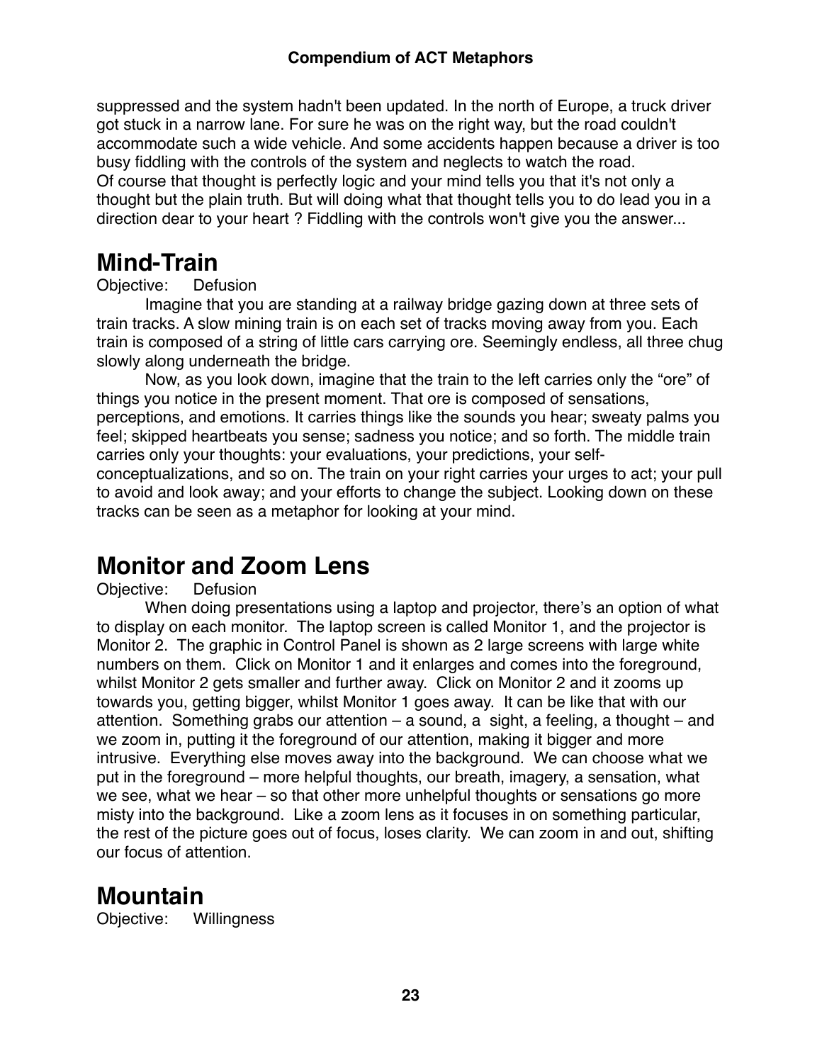suppressed and the system hadn't been updated. In the north of Europe, a truck driver got stuck in a narrow lane. For sure he was on the right way, but the road couldn't accommodate such a wide vehicle. And some accidents happen because a driver is too busy fiddling with the controls of the system and neglects to watch the road.
Of course that thought is perfectly logic and your mind tells you that it's not only a thought but the plain truth. But will doing what that thought tells you to do lead you in a direction dear to your heart ? Fiddling with the controls won't give you the answer...

# Mind-Train

Objective: Defusion

Imagine that you are standing at a railway bridge gazing down at three sets of train tracks. A slow mining train is on each set of tracks moving away from you. Each train is composed of a string of little cars carrying ore. Seemingly endless, all three chug slowly along underneath the bridge.

Now, as you look down, imagine that the train to the left carries only the "ore" of things you notice in the present moment. That ore is composed of sensations, perceptions, and emotions. It carries things like the sounds you hear; sweaty palms you feel; skipped heartbeats you sense; sadness you notice; and so forth. The middle train carries only your thoughts: your evaluations, your predictions, your self-conceptualizations, and so on. The train on your right carries your urges to act; your pull to avoid and look away; and your efforts to change the subject. Looking down on these tracks can be seen as a metaphor for looking at your mind.

# Monitor and Zoom Lens

Objective: Defusion

When doing presentations using a laptop and projector, there's an option of what to display on each monitor. The laptop screen is called Monitor 1, and the projector is Monitor 2. The graphic in Control Panel is shown as 2 large screens with large white numbers on them. Click on Monitor 1 and it enlarges and comes into the foreground, whilst Monitor 2 gets smaller and further away. Click on Monitor 2 and it zooms up towards you, getting bigger, whilst Monitor 1 goes away. It can be like that with our attention. Something grabs our attention – a sound, a sight, a feeling, a thought – and we zoom in, putting it the foreground of our attention, making it bigger and more intrusive. Everything else moves away into the background. We can choose what we put in the foreground – more helpful thoughts, our breath, imagery, a sensation, what we see, what we hear – so that other more unhelpful thoughts or sensations go more misty into the background. Like a zoom lens as it focuses in on something particular, the rest of the picture goes out of focus, loses clarity. We can zoom in and out, shifting our focus of attention.

# Mountain

Objective: Willingness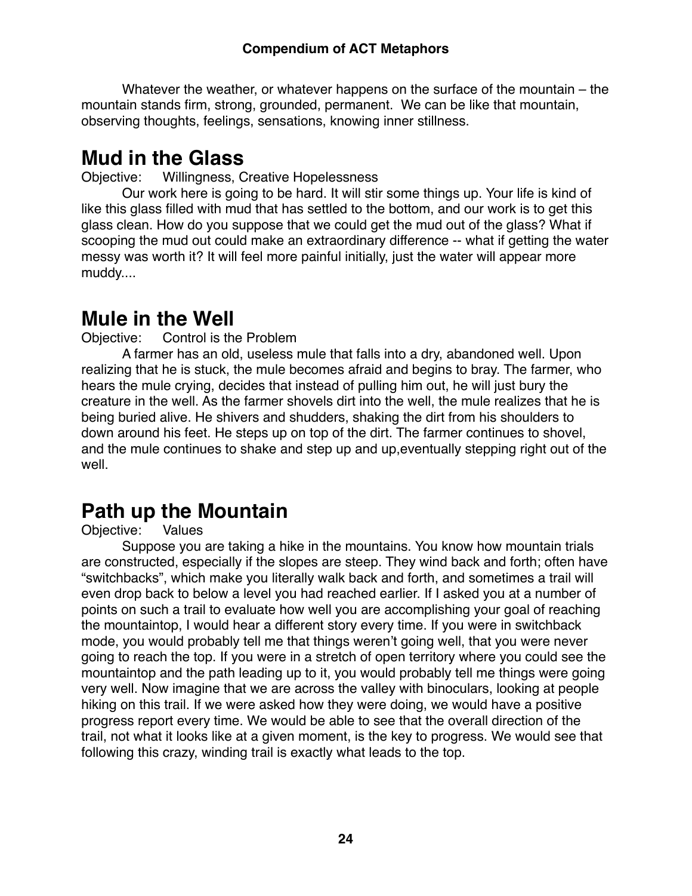Whatever the weather, or whatever happens on the surface of the mountain – the mountain stands firm, strong, grounded, permanent. We can be like that mountain, observing thoughts, feelings, sensations, knowing inner stillness.

## Mud in the Glass

Objective: Willingness, Creative Hopelessness

Our work here is going to be hard. It will stir some things up. Your life is kind of like this glass filled with mud that has settled to the bottom, and our work is to get this glass clean. How do you suppose that we could get the mud out of the glass? What if scooping the mud out could make an extraordinary difference -- what if getting the water messy was worth it? It will feel more painful initially, just the water will appear more muddy....

## Mule in the Well

Objective: Control is the Problem

A farmer has an old, useless mule that falls into a dry, abandoned well. Upon realizing that he is stuck, the mule becomes afraid and begins to bray. The farmer, who hears the mule crying, decides that instead of pulling him out, he will just bury the creature in the well. As the farmer shovels dirt into the well, the mule realizes that he is being buried alive. He shivers and shudders, shaking the dirt from his shoulders to down around his feet. He steps up on top of the dirt. The farmer continues to shovel, and the mule continues to shake and step up and up,eventually stepping right out of the well.

## Path up the Mountain

Objective: Values

Suppose you are taking a hike in the mountains. You know how mountain trials are constructed, especially if the slopes are steep. They wind back and forth; often have "switchbacks", which make you literally walk back and forth, and sometimes a trail will even drop back to below a level you had reached earlier. If I asked you at a number of points on such a trail to evaluate how well you are accomplishing your goal of reaching the mountaintop, I would hear a different story every time. If you were in switchback mode, you would probably tell me that things weren't going well, that you were never going to reach the top. If you were in a stretch of open territory where you could see the mountaintop and the path leading up to it, you would probably tell me things were going very well. Now imagine that we are across the valley with binoculars, looking at people hiking on this trail. If we were asked how they were doing, we would have a positive progress report every time. We would be able to see that the overall direction of the trail, not what it looks like at a given moment, is the key to progress. We would see that following this crazy, winding trail is exactly what leads to the top.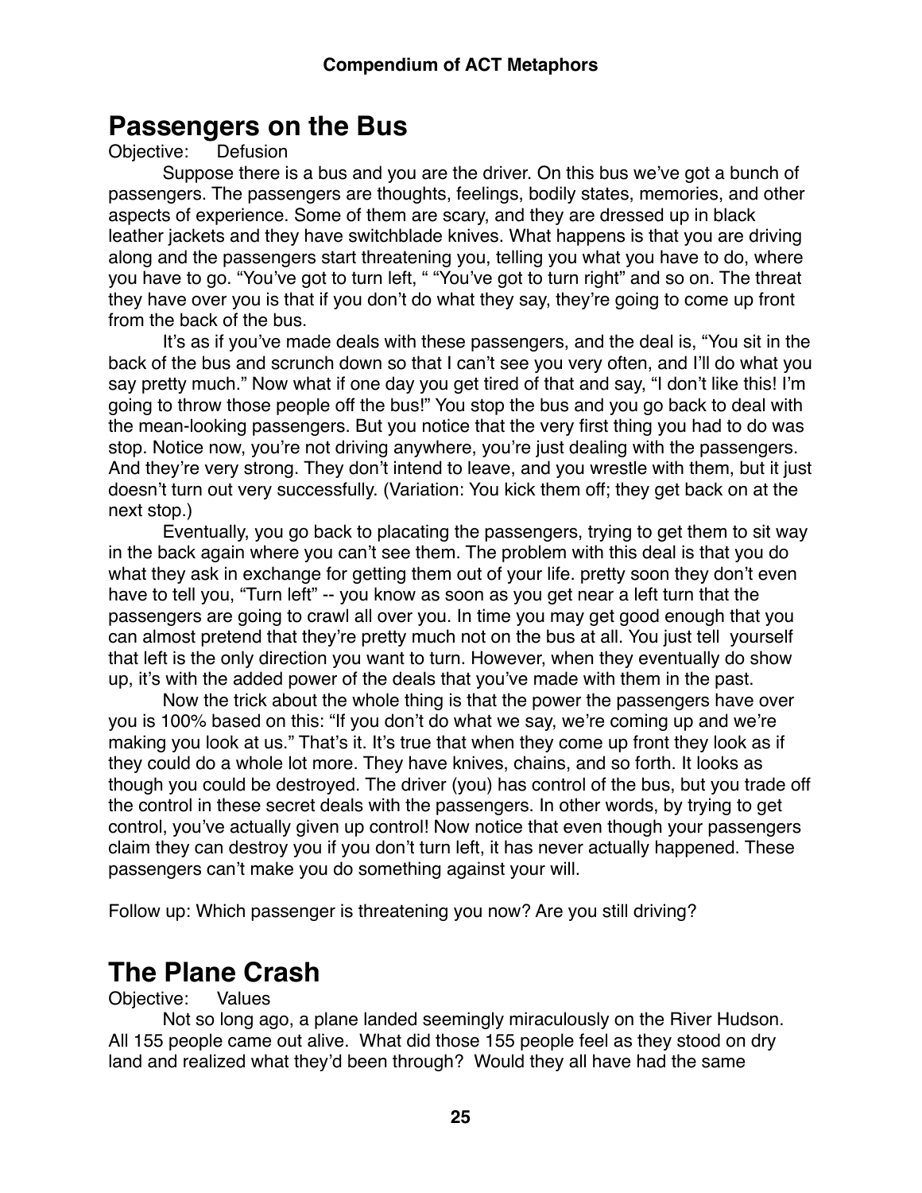## Passengers on the Bus

Objective: Defusion

Suppose there is a bus and you are the driver. On this bus we've got a bunch of passengers. The passengers are thoughts, feelings, bodily states, memories, and other aspects of experience. Some of them are scary, and they are dressed up in black leather jackets and they have switchblade knives. What happens is that you are driving along and the passengers start threatening you, telling you what you have to do, where you have to go. "You've got to turn left, " "You've got to turn right" and so on. The threat they have over you is that if you don't do what they say, they're going to come up front from the back of the bus.

It's as if you've made deals with these passengers, and the deal is, "You sit in the back of the bus and scrunch down so that I can't see you very often, and I'll do what you say pretty much." Now what if one day you get tired of that and say, "I don't like this! I'm going to throw those people off the bus!" You stop the bus and you go back to deal with the mean-looking passengers. But you notice that the very first thing you had to do was stop. Notice now, you're not driving anywhere, you're just dealing with the passengers. And they're very strong. They don't intend to leave, and you wrestle with them, but it just doesn't turn out very successfully. (Variation: You kick them off; they get back on at the next stop.)

Eventually, you go back to placating the passengers, trying to get them to sit way in the back again where you can't see them. The problem with this deal is that you do what they ask in exchange for getting them out of your life. pretty soon they don't even have to tell you, "Turn left" -- you know as soon as you get near a left turn that the passengers are going to crawl all over you. In time you may get good enough that you can almost pretend that they're pretty much not on the bus at all. You just tell yourself that left is the only direction you want to turn. However, when they eventually do show up, it's with the added power of the deals that you've made with them in the past.

Now the trick about the whole thing is that the power the passengers have over you is 100% based on this: "If you don't do what we say, we're coming up and we're making you look at us." That's it. It's true that when they come up front they look as if they could do a whole lot more. They have knives, chains, and so forth. It looks as though you could be destroyed. The driver (you) has control of the bus, but you trade off the control in these secret deals with the passengers. In other words, by trying to get control, you've actually given up control! Now notice that even though your passengers claim they can destroy you if you don't turn left, it has never actually happened. These passengers can't make you do something against your will.

Follow up: Which passenger is threatening you now? Are you still driving?

## The Plane Crash

Objective: Values

Not so long ago, a plane landed seemingly miraculously on the River Hudson. All 155 people came out alive. What did those 155 people feel as they stood on dry land and realized what they'd been through? Would they all have had the same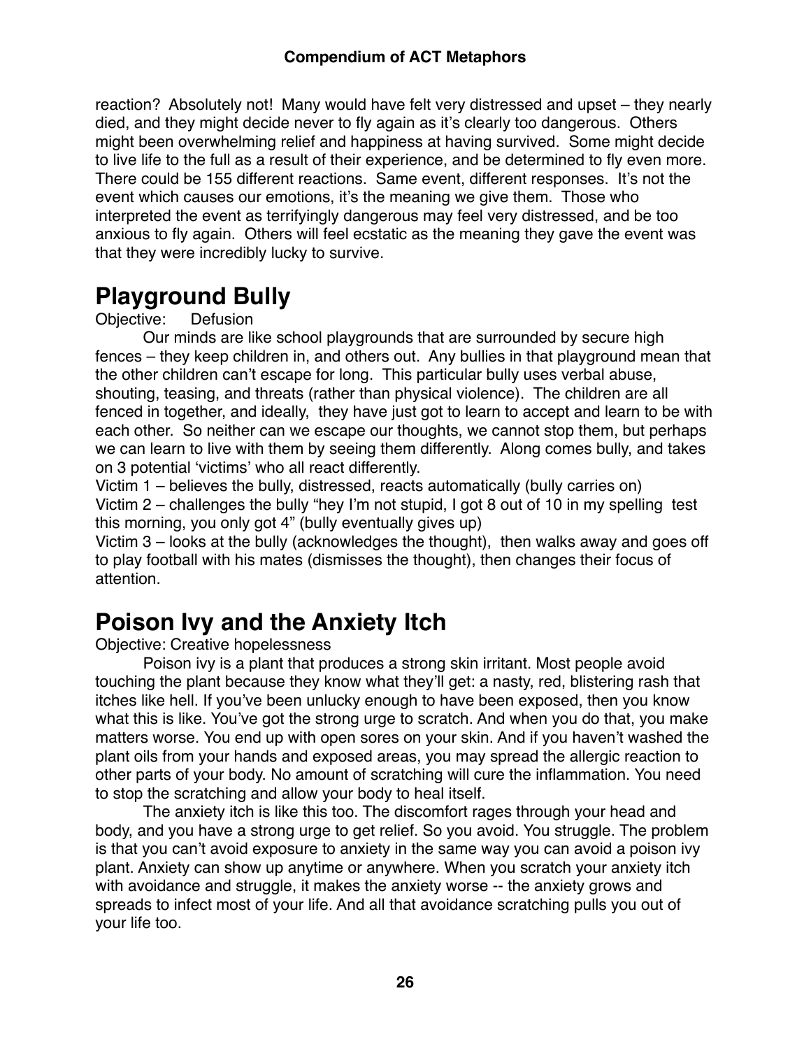reaction? Absolutely not! Many would have felt very distressed and upset – they nearly died, and they might decide never to fly again as it's clearly too dangerous. Others might been overwhelming relief and happiness at having survived. Some might decide to live life to the full as a result of their experience, and be determined to fly even more. There could be 155 different reactions. Same event, different responses. It's not the event which causes our emotions, it's the meaning we give them. Those who interpreted the event as terrifyingly dangerous may feel very distressed, and be too anxious to fly again. Others will feel ecstatic as the meaning they gave the event was that they were incredibly lucky to survive.

# Playground Bully

Objective: Defusion

Our minds are like school playgrounds that are surrounded by secure high fences – they keep children in, and others out. Any bullies in that playground mean that the other children can't escape for long. This particular bully uses verbal abuse, shouting, teasing, and threats (rather than physical violence). The children are all fenced in together, and ideally, they have just got to learn to accept and learn to be with each other. So neither can we escape our thoughts, we cannot stop them, but perhaps we can learn to live with them by seeing them differently. Along comes bully, and takes on 3 potential 'victims' who all react differently.

Victim 1 – believes the bully, distressed, reacts automatically (bully carries on)
Victim 2 – challenges the bully "hey I'm not stupid, I got 8 out of 10 in my spelling test this morning, you only got 4" (bully eventually gives up)
Victim 3 – looks at the bully (acknowledges the thought), then walks away and goes off to play football with his mates (dismisses the thought), then changes their focus of attention.

# Poison Ivy and the Anxiety Itch

Objective: Creative hopelessness

Poison ivy is a plant that produces a strong skin irritant. Most people avoid touching the plant because they know what they'll get: a nasty, red, blistering rash that itches like hell. If you've been unlucky enough to have been exposed, then you know what this is like. You've got the strong urge to scratch. And when you do that, you make matters worse. You end up with open sores on your skin. And if you haven't washed the plant oils from your hands and exposed areas, you may spread the allergic reaction to other parts of your body. No amount of scratching will cure the inflammation. You need to stop the scratching and allow your body to heal itself.

The anxiety itch is like this too. The discomfort rages through your head and body, and you have a strong urge to get relief. So you avoid. You struggle. The problem is that you can't avoid exposure to anxiety in the same way you can avoid a poison ivy plant. Anxiety can show up anytime or anywhere. When you scratch your anxiety itch with avoidance and struggle, it makes the anxiety worse -- the anxiety grows and spreads to infect most of your life. And all that avoidance scratching pulls you out of your life too.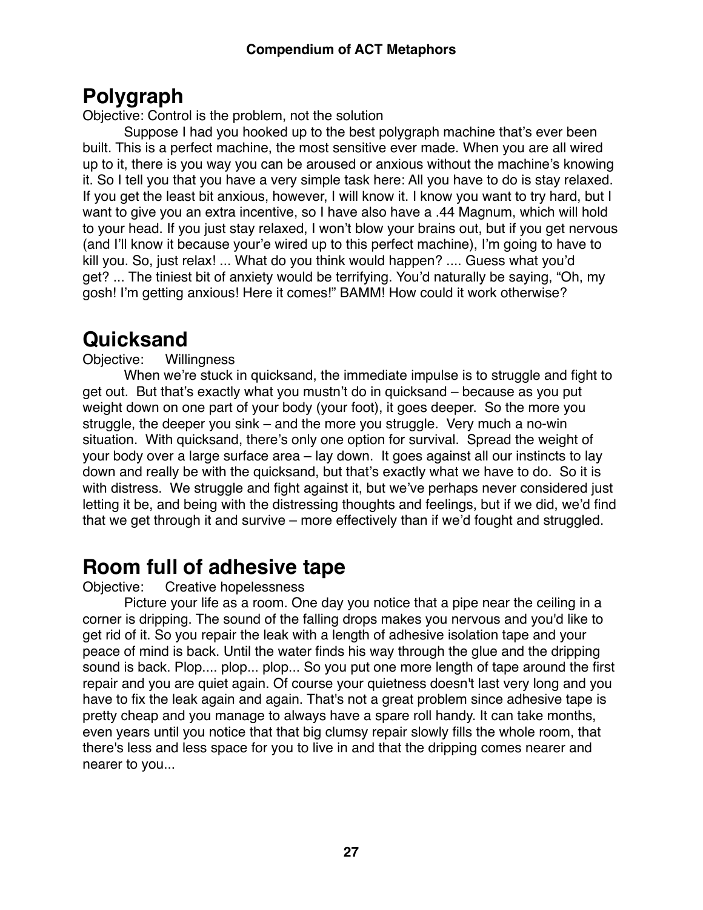## Polygraph

Objective: Control is the problem, not the solution

Suppose I had you hooked up to the best polygraph machine that's ever been built. This is a perfect machine, the most sensitive ever made. When you are all wired up to it, there is you way you can be aroused or anxious without the machine's knowing it. So I tell you that you have a very simple task here: All you have to do is stay relaxed. If you get the least bit anxious, however, I will know it. I know you want to try hard, but I want to give you an extra incentive, so I have also have a .44 Magnum, which will hold to your head. If you just stay relaxed, I won't blow your brains out, but if you get nervous (and I'll know it because your'e wired up to this perfect machine), I'm going to have to kill you. So, just relax! ... What do you think would happen? .... Guess what you'd get? ... The tiniest bit of anxiety would be terrifying. You'd naturally be saying, "Oh, my gosh! I'm getting anxious! Here it comes!" BAMM! How could it work otherwise?

## Quicksand

Objective: Willingness

When we're stuck in quicksand, the immediate impulse is to struggle and fight to get out. But that's exactly what you mustn't do in quicksand – because as you put weight down on one part of your body (your foot), it goes deeper. So the more you struggle, the deeper you sink – and the more you struggle. Very much a no-win situation. With quicksand, there's only one option for survival. Spread the weight of your body over a large surface area – lay down. It goes against all our instincts to lay down and really be with the quicksand, but that's exactly what we have to do. So it is with distress. We struggle and fight against it, but we've perhaps never considered just letting it be, and being with the distressing thoughts and feelings, but if we did, we'd find that we get through it and survive – more effectively than if we'd fought and struggled.

## Room full of adhesive tape

Objective: Creative hopelessness

Picture your life as a room. One day you notice that a pipe near the ceiling in a corner is dripping. The sound of the falling drops makes you nervous and you'd like to get rid of it. So you repair the leak with a length of adhesive isolation tape and your peace of mind is back. Until the water finds his way through the glue and the dripping sound is back. Plop.... plop... plop... So you put one more length of tape around the first repair and you are quiet again. Of course your quietness doesn't last very long and you have to fix the leak again and again. That's not a great problem since adhesive tape is pretty cheap and you manage to always have a spare roll handy. It can take months, even years until you notice that that big clumsy repair slowly fills the whole room, that there's less and less space for you to live in and that the dripping comes nearer and nearer to you...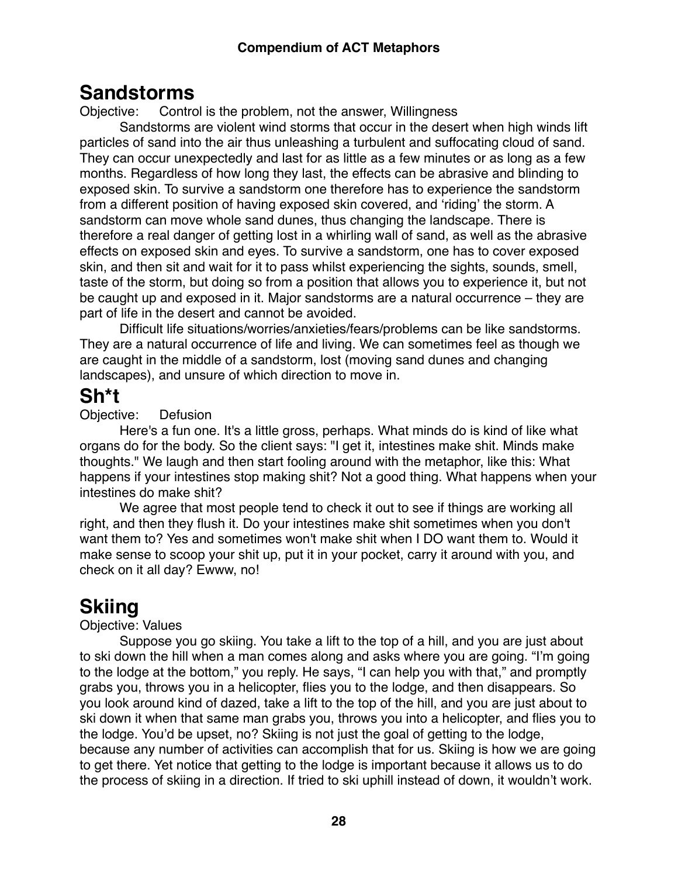# Sandstorms

Objective: Control is the problem, not the answer, Willingness

Sandstorms are violent wind storms that occur in the desert when high winds lift particles of sand into the air thus unleashing a turbulent and suffocating cloud of sand. They can occur unexpectedly and last for as little as a few minutes or as long as a few months. Regardless of how long they last, the effects can be abrasive and blinding to exposed skin. To survive a sandstorm one therefore has to experience the sandstorm from a different position of having exposed skin covered, and 'riding' the storm. A sandstorm can move whole sand dunes, thus changing the landscape. There is therefore a real danger of getting lost in a whirling wall of sand, as well as the abrasive effects on exposed skin and eyes. To survive a sandstorm, one has to cover exposed skin, and then sit and wait for it to pass whilst experiencing the sights, sounds, smell, taste of the storm, but doing so from a position that allows you to experience it, but not be caught up and exposed in it. Major sandstorms are a natural occurrence – they are part of life in the desert and cannot be avoided.

Difficult life situations/worries/anxieties/fears/problems can be like sandstorms. They are a natural occurrence of life and living. We can sometimes feel as though we are caught in the middle of a sandstorm, lost (moving sand dunes and changing landscapes), and unsure of which direction to move in.

# Sh*t

Objective: Defusion

Here's a fun one. It's a little gross, perhaps. What minds do is kind of like what organs do for the body. So the client says: "I get it, intestines make shit. Minds make thoughts." We laugh and then start fooling around with the metaphor, like this: What happens if your intestines stop making shit? Not a good thing. What happens when your intestines do make shit?

We agree that most people tend to check it out to see if things are working all right, and then they flush it. Do your intestines make shit sometimes when you don't want them to? Yes and sometimes won't make shit when I DO want them to. Would it make sense to scoop your shit up, put it in your pocket, carry it around with you, and check on it all day? Ewww, no!

# Skiing

Objective: Values

Suppose you go skiing. You take a lift to the top of a hill, and you are just about to ski down the hill when a man comes along and asks where you are going. "I'm going to the lodge at the bottom," you reply. He says, "I can help you with that," and promptly grabs you, throws you in a helicopter, flies you to the lodge, and then disappears. So you look around kind of dazed, take a lift to the top of the hill, and you are just about to ski down it when that same man grabs you, throws you into a helicopter, and flies you to the lodge. You'd be upset, no? Skiing is not just the goal of getting to the lodge, because any number of activities can accomplish that for us. Skiing is how we are going to get there. Yet notice that getting to the lodge is important because it allows us to do the process of skiing in a direction. If tried to ski uphill instead of down, it wouldn't work.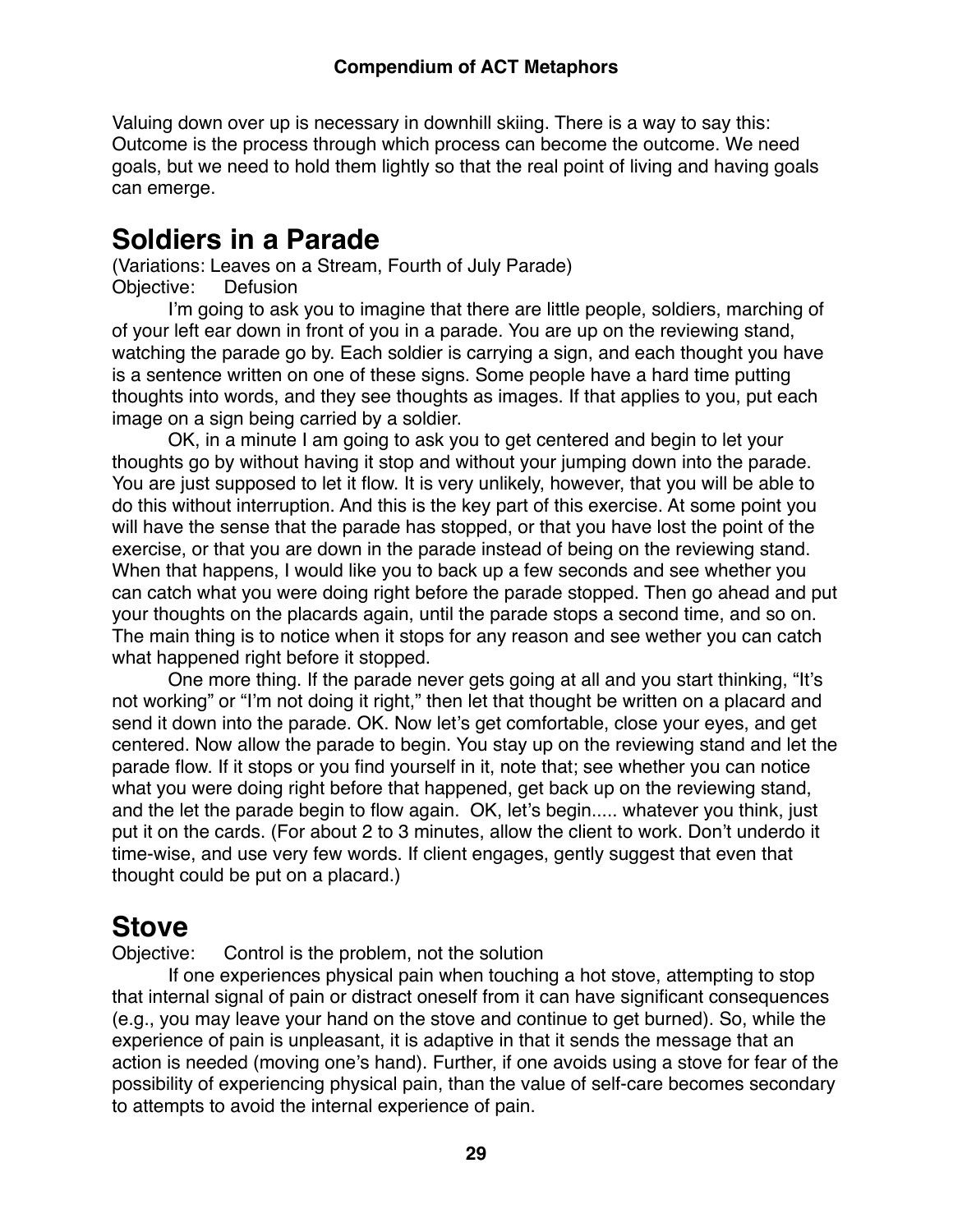Valuing down over up is necessary in downhill skiing. There is a way to say this: Outcome is the process through which process can become the outcome. We need goals, but we need to hold them lightly so that the real point of living and having goals can emerge.

## Soldiers in a Parade

(Variations: Leaves on a Stream, Fourth of July Parade)
Objective: Defusion

I'm going to ask you to imagine that there are little people, soldiers, marching of of your left ear down in front of you in a parade. You are up on the reviewing stand, watching the parade go by. Each soldier is carrying a sign, and each thought you have is a sentence written on one of these signs. Some people have a hard time putting thoughts into words, and they see thoughts as images. If that applies to you, put each image on a sign being carried by a soldier.

OK, in a minute I am going to ask you to get centered and begin to let your thoughts go by without having it stop and without your jumping down into the parade. You are just supposed to let it flow. It is very unlikely, however, that you will be able to do this without interruption. And this is the key part of this exercise. At some point you will have the sense that the parade has stopped, or that you have lost the point of the exercise, or that you are down in the parade instead of being on the reviewing stand. When that happens, I would like you to back up a few seconds and see whether you can catch what you were doing right before the parade stopped. Then go ahead and put your thoughts on the placards again, until the parade stops a second time, and so on. The main thing is to notice when it stops for any reason and see wether you can catch what happened right before it stopped.

One more thing. If the parade never gets going at all and you start thinking, "It's not working" or "I'm not doing it right," then let that thought be written on a placard and send it down into the parade. OK. Now let's get comfortable, close your eyes, and get centered. Now allow the parade to begin. You stay up on the reviewing stand and let the parade flow. If it stops or you find yourself in it, note that; see whether you can notice what you were doing right before that happened, get back up on the reviewing stand, and the let the parade begin to flow again. OK, let's begin..... whatever you think, just put it on the cards. (For about 2 to 3 minutes, allow the client to work. Don't underdo it time-wise, and use very few words. If client engages, gently suggest that even that thought could be put on a placard.)

## Stove

Objective: Control is the problem, not the solution

If one experiences physical pain when touching a hot stove, attempting to stop that internal signal of pain or distract oneself from it can have significant consequences (e.g., you may leave your hand on the stove and continue to get burned). So, while the experience of pain is unpleasant, it is adaptive in that it sends the message that an action is needed (moving one's hand). Further, if one avoids using a stove for fear of the possibility of experiencing physical pain, than the value of self-care becomes secondary to attempts to avoid the internal experience of pain.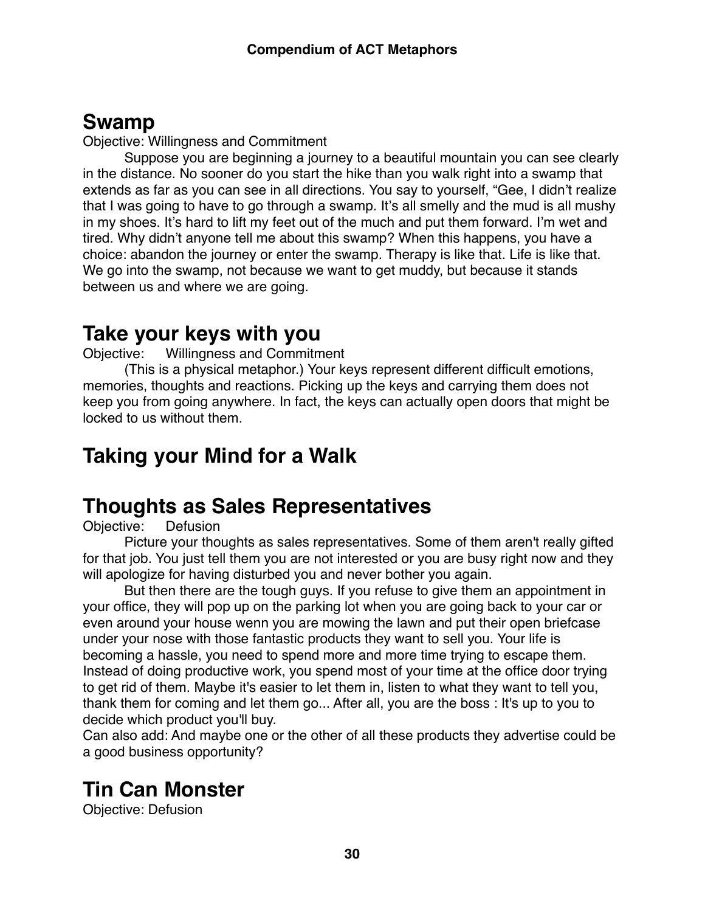## Swamp

Objective: Willingness and Commitment

Suppose you are beginning a journey to a beautiful mountain you can see clearly in the distance. No sooner do you start the hike than you walk right into a swamp that extends as far as you can see in all directions. You say to yourself, "Gee, I didn't realize that I was going to have to go through a swamp. It's all smelly and the mud is all mushy in my shoes. It's hard to lift my feet out of the much and put them forward. I'm wet and tired. Why didn't anyone tell me about this swamp? When this happens, you have a choice: abandon the journey or enter the swamp. Therapy is like that. Life is like that. We go into the swamp, not because we want to get muddy, but because it stands between us and where we are going.

## Take your keys with you

Objective: Willingness and Commitment

(This is a physical metaphor.) Your keys represent different difficult emotions, memories, thoughts and reactions. Picking up the keys and carrying them does not keep you from going anywhere. In fact, the keys can actually open doors that might be locked to us without them.

## Taking your Mind for a Walk

## Thoughts as Sales Representatives

Objective: Defusion

Picture your thoughts as sales representatives. Some of them aren't really gifted for that job. You just tell them you are not interested or you are busy right now and they will apologize for having disturbed you and never bother you again.

But then there are the tough guys. If you refuse to give them an appointment in your office, they will pop up on the parking lot when you are going back to your car or even around your house wenn you are mowing the lawn and put their open briefcase under your nose with those fantastic products they want to sell you. Your life is becoming a hassle, you need to spend more and more time trying to escape them. Instead of doing productive work, you spend most of your time at the office door trying to get rid of them. Maybe it's easier to let them in, listen to what they want to tell you, thank them for coming and let them go... After all, you are the boss : It's up to you to decide which product you'll buy.

Can also add: And maybe one or the other of all these products they advertise could be a good business opportunity?

## Tin Can Monster

Objective: Defusion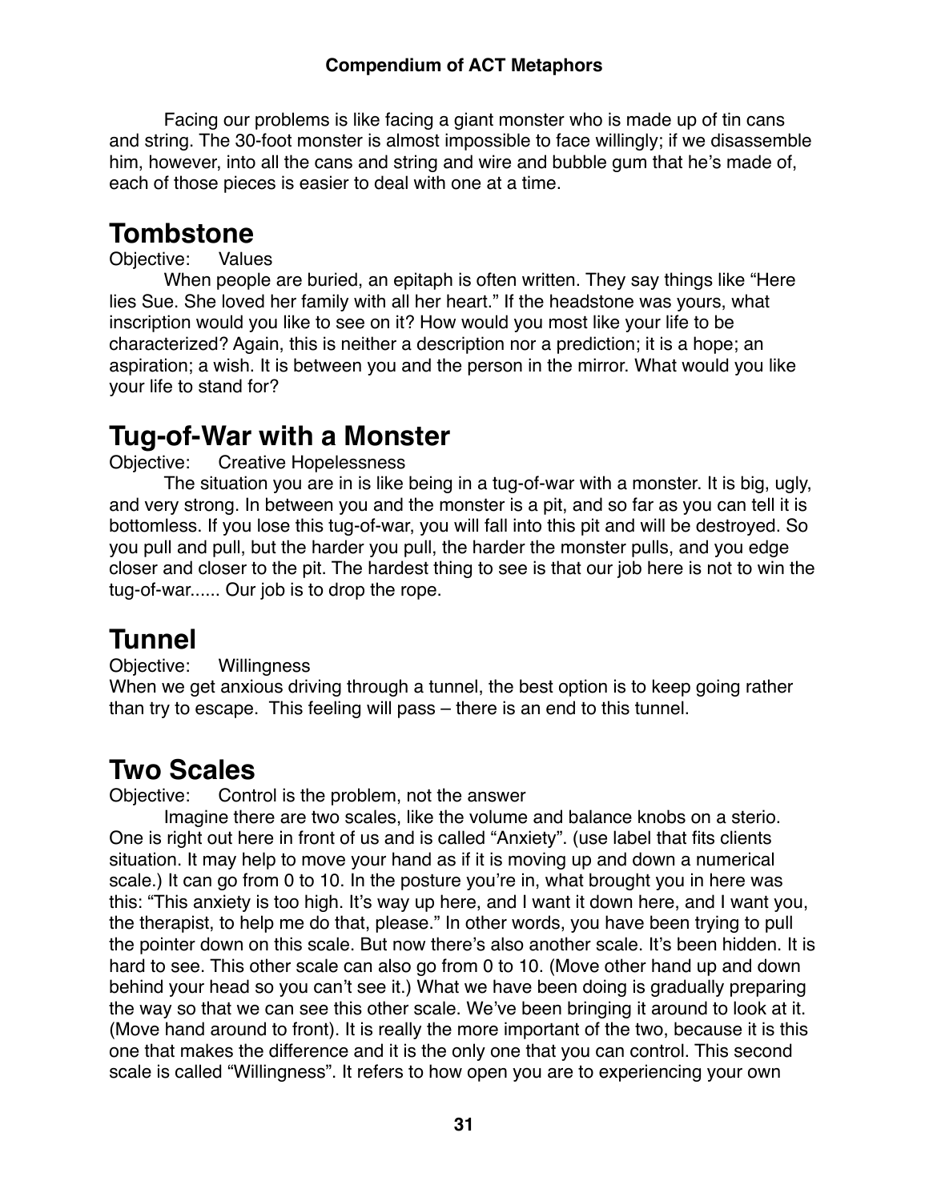Facing our problems is like facing a giant monster who is made up of tin cans and string. The 30-foot monster is almost impossible to face willingly; if we disassemble him, however, into all the cans and string and wire and bubble gum that he's made of, each of those pieces is easier to deal with one at a time.

## Tombstone

Objective: Values

When people are buried, an epitaph is often written. They say things like "Here lies Sue. She loved her family with all her heart." If the headstone was yours, what inscription would you like to see on it? How would you most like your life to be characterized? Again, this is neither a description nor a prediction; it is a hope; an aspiration; a wish. It is between you and the person in the mirror. What would you like your life to stand for?

## Tug-of-War with a Monster

Objective: Creative Hopelessness

The situation you are in is like being in a tug-of-war with a monster. It is big, ugly, and very strong. In between you and the monster is a pit, and so far as you can tell it is bottomless. If you lose this tug-of-war, you will fall into this pit and will be destroyed. So you pull and pull, but the harder you pull, the harder the monster pulls, and you edge closer and closer to the pit. The hardest thing to see is that our job here is not to win the tug-of-war...... Our job is to drop the rope.

## Tunnel

Objective: Willingness

When we get anxious driving through a tunnel, the best option is to keep going rather than try to escape. This feeling will pass – there is an end to this tunnel.

## Two Scales

Objective: Control is the problem, not the answer

Imagine there are two scales, like the volume and balance knobs on a sterio. One is right out here in front of us and is called "Anxiety". (use label that fits clients situation. It may help to move your hand as if it is moving up and down a numerical scale.) It can go from 0 to 10. In the posture you're in, what brought you in here was this: "This anxiety is too high. It's way up here, and I want it down here, and I want you, the therapist, to help me do that, please." In other words, you have been trying to pull the pointer down on this scale. But now there's also another scale. It's been hidden. It is hard to see. This other scale can also go from 0 to 10. (Move other hand up and down behind your head so you can't see it.) What we have been doing is gradually preparing the way so that we can see this other scale. We've been bringing it around to look at it. (Move hand around to front). It is really the more important of the two, because it is this one that makes the difference and it is the only one that you can control. This second scale is called "Willingness". It refers to how open you are to experiencing your own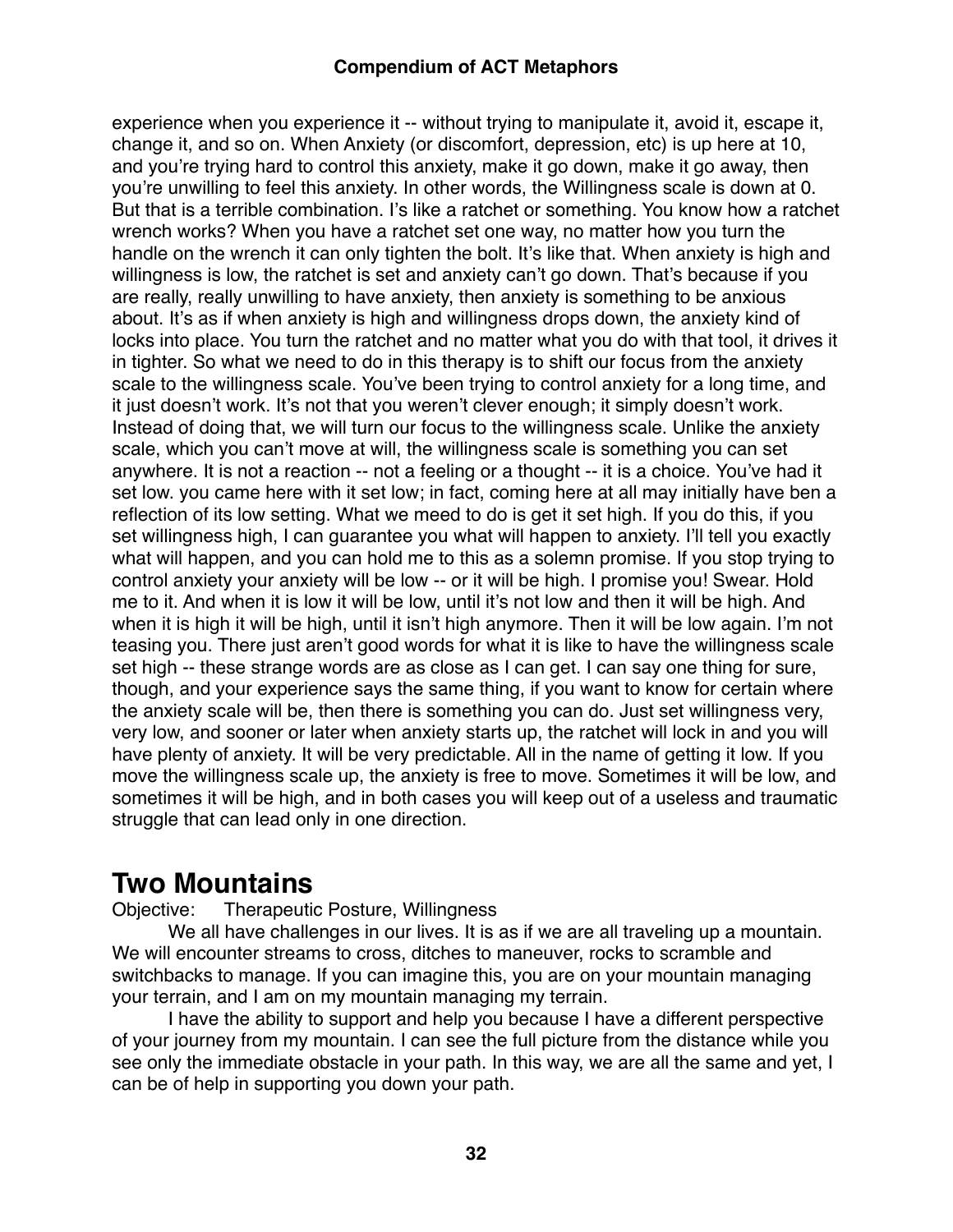experience when you experience it -- without trying to manipulate it, avoid it, escape it, change it, and so on. When Anxiety (or discomfort, depression, etc) is up here at 10, and you're trying hard to control this anxiety, make it go down, make it go away, then you're unwilling to feel this anxiety. In other words, the Willingness scale is down at 0. But that is a terrible combination. I's like a ratchet or something. You know how a ratchet wrench works? When you have a ratchet set one way, no matter how you turn the handle on the wrench it can only tighten the bolt. It's like that. When anxiety is high and willingness is low, the ratchet is set and anxiety can't go down. That's because if you are really, really unwilling to have anxiety, then anxiety is something to be anxious about. It's as if when anxiety is high and willingness drops down, the anxiety kind of locks into place. You turn the ratchet and no matter what you do with that tool, it drives it in tighter. So what we need to do in this therapy is to shift our focus from the anxiety scale to the willingness scale. You've been trying to control anxiety for a long time, and it just doesn't work. It's not that you weren't clever enough; it simply doesn't work. Instead of doing that, we will turn our focus to the willingness scale. Unlike the anxiety scale, which you can't move at will, the willingness scale is something you can set anywhere. It is not a reaction -- not a feeling or a thought -- it is a choice. You've had it set low. you came here with it set low; in fact, coming here at all may initially have ben a reflection of its low setting. What we meed to do is get it set high. If you do this, if you set willingness high, I can guarantee you what will happen to anxiety. I'll tell you exactly what will happen, and you can hold me to this as a solemn promise. If you stop trying to control anxiety your anxiety will be low -- or it will be high. I promise you! Swear. Hold me to it. And when it is low it will be low, until it's not low and then it will be high. And when it is high it will be high, until it isn't high anymore. Then it will be low again. I'm not teasing you. There just aren't good words for what it is like to have the willingness scale set high -- these strange words are as close as I can get. I can say one thing for sure, though, and your experience says the same thing, if you want to know for certain where the anxiety scale will be, then there is something you can do. Just set willingness very, very low, and sooner or later when anxiety starts up, the ratchet will lock in and you will have plenty of anxiety. It will be very predictable. All in the name of getting it low. If you move the willingness scale up, the anxiety is free to move. Sometimes it will be low, and sometimes it will be high, and in both cases you will keep out of a useless and traumatic struggle that can lead only in one direction.

## Two Mountains

Objective: Therapeutic Posture, Willingness

We all have challenges in our lives. It is as if we are all traveling up a mountain. We will encounter streams to cross, ditches to maneuver, rocks to scramble and switchbacks to manage. If you can imagine this, you are on your mountain managing your terrain, and I am on my mountain managing my terrain.

I have the ability to support and help you because I have a different perspective of your journey from my mountain. I can see the full picture from the distance while you see only the immediate obstacle in your path. In this way, we are all the same and yet, I can be of help in supporting you down your path.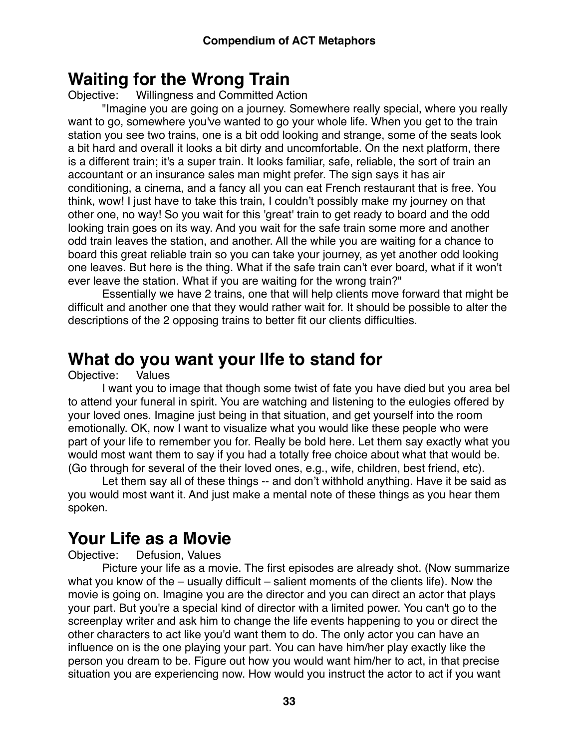# Waiting for the Wrong Train

Objective: Willingness and Committed Action

"Imagine you are going on a journey. Somewhere really special, where you really want to go, somewhere you've wanted to go your whole life. When you get to the train station you see two trains, one is a bit odd looking and strange, some of the seats look a bit hard and overall it looks a bit dirty and uncomfortable. On the next platform, there is a different train; it's a super train. It looks familiar, safe, reliable, the sort of train an accountant or an insurance sales man might prefer. The sign says it has air conditioning, a cinema, and a fancy all you can eat French restaurant that is free. You think, wow! I just have to take this train, I couldn't possibly make my journey on that other one, no way! So you wait for this 'great' train to get ready to board and the odd looking train goes on its way. And you wait for the safe train some more and another odd train leaves the station, and another. All the while you are waiting for a chance to board this great reliable train so you can take your journey, as yet another odd looking one leaves. But here is the thing. What if the safe train can't ever board, what if it won't ever leave the station. What if you are waiting for the wrong train?"

Essentially we have 2 trains, one that will help clients move forward that might be difficult and another one that they would rather wait for. It should be possible to alter the descriptions of the 2 opposing trains to better fit our clients difficulties.

# What do you want your lIfe to stand for

Objective: Values

I want you to image that though some twist of fate you have died but you area bel to attend your funeral in spirit. You are watching and listening to the eulogies offered by your loved ones. Imagine just being in that situation, and get yourself into the room emotionally. OK, now I want to visualize what you would like these people who were part of your life to remember you for. Really be bold here. Let them say exactly what you would most want them to say if you had a totally free choice about what that would be. (Go through for several of the their loved ones, e.g., wife, children, best friend, etc).

Let them say all of these things -- and don't withhold anything. Have it be said as you would most want it. And just make a mental note of these things as you hear them spoken.

# Your Life as a Movie

Objective: Defusion, Values

Picture your life as a movie. The first episodes are already shot. (Now summarize what you know of the – usually difficult – salient moments of the clients life). Now the movie is going on. Imagine you are the director and you can direct an actor that plays your part. But you're a special kind of director with a limited power. You can't go to the screenplay writer and ask him to change the life events happening to you or direct the other characters to act like you'd want them to do. The only actor you can have an influence on is the one playing your part. You can have him/her play exactly like the person you dream to be. Figure out how you would want him/her to act, in that precise situation you are experiencing now. How would you instruct the actor to act if you want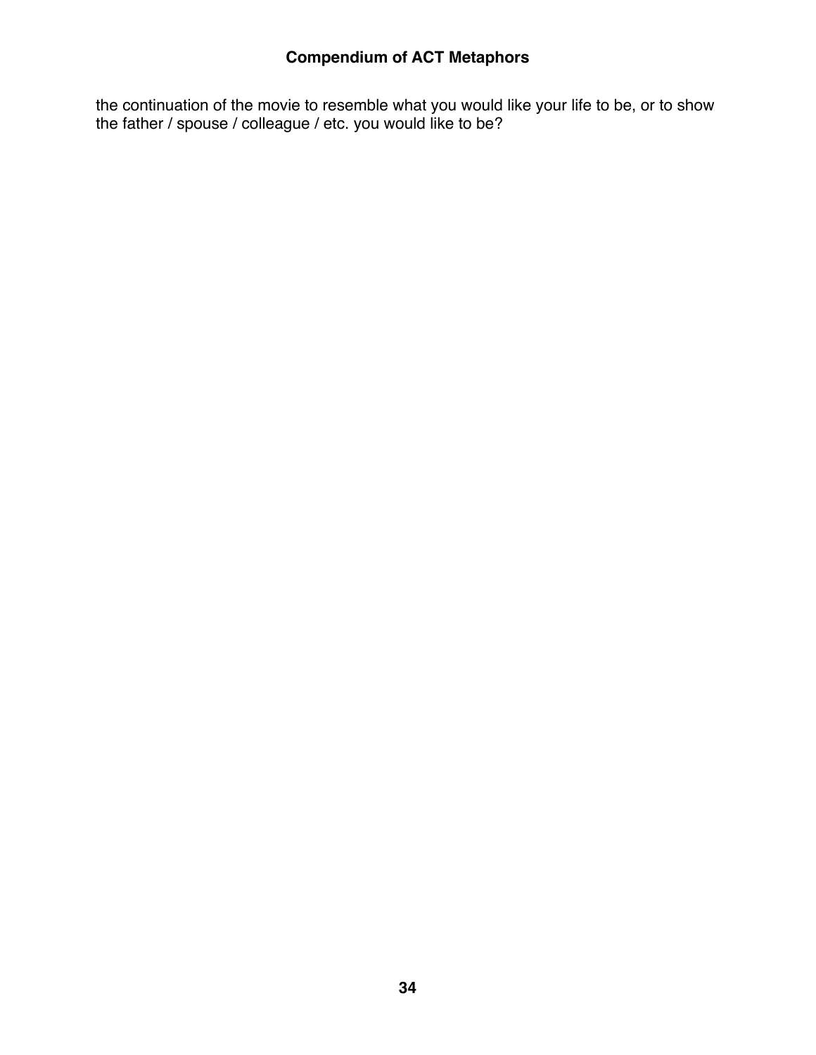the continuation of the movie to resemble what you would like your life to be, or to show the father / spouse / colleague / etc. you would like to be?